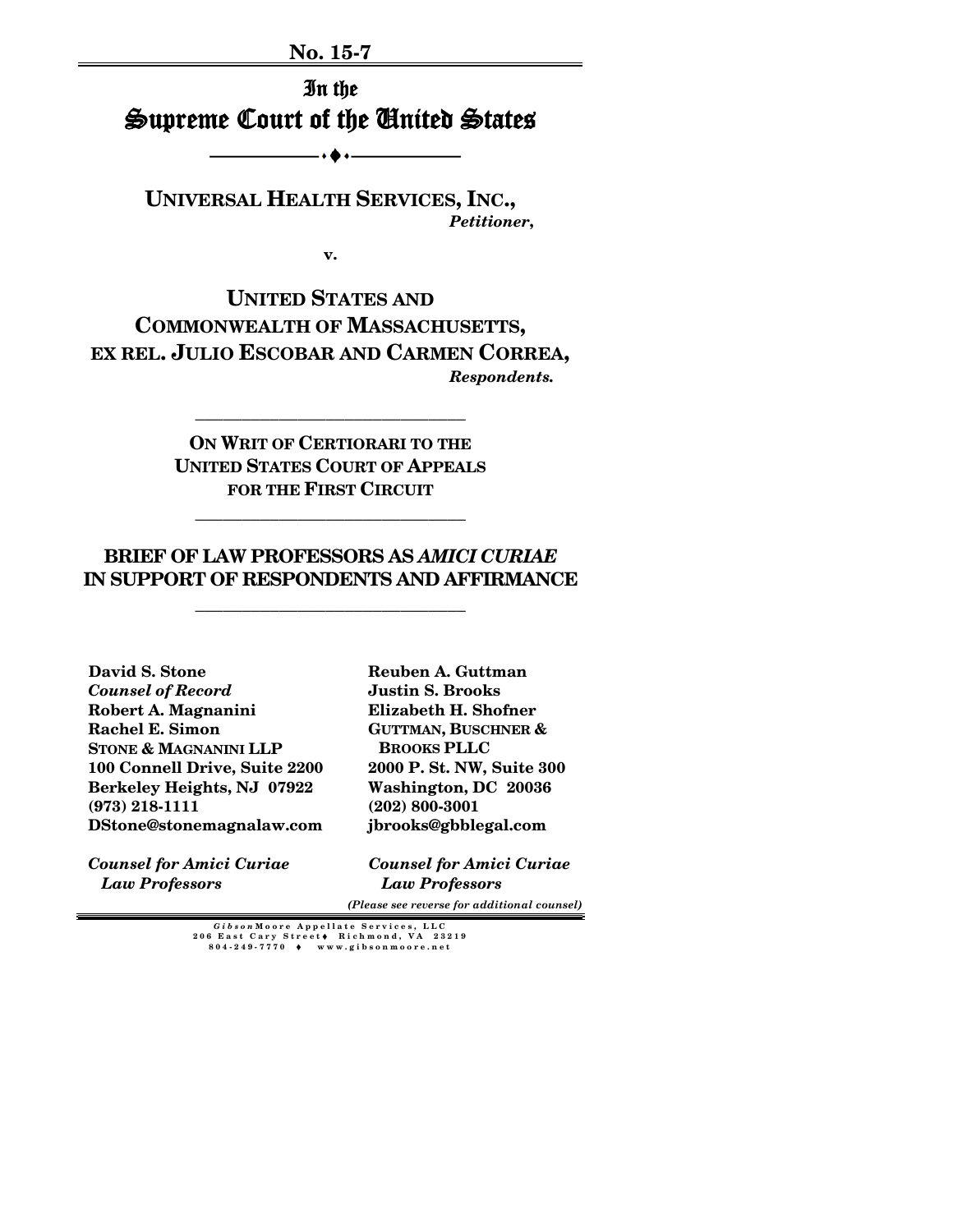**No. 15-7**

# In the Supreme Court of the United States

---

**UNIVERSAL HEALTH SERVICES, INC.,**
*Petitioner*,

**v.**

**UNITED STATES AND COMMONWEALTH OF MASSACHUSETTS, EX REL. JULIO ESCOBAR AND CARMEN CORREA,**
*Respondents.*

---

**ON WRIT OF CERTIORARI TO THE UNITED STATES COURT OF APPEALS FOR THE FIRST CIRCUIT**

---

## BRIEF OF LAW PROFESSORS AS *AMICI CURIAE* IN SUPPORT OF RESPONDENTS AND AFFIRMANCE

---

**David S. Stone**
***Counsel of Record***
**Robert A. Magnanini**
**Rachel E. Simon**
**STONE & MAGNANINI LLP**
**100 Connell Drive, Suite 2200**
**Berkeley Heights, NJ 07922**
**(973) 218-1111**
**DStone@stonemagnalaw.com**

***Counsel for Amici Curiae Law Professors***

**Reuben A. Guttman**
**Justin S. Brooks**
**Elizabeth H. Shofner**
**GUTTMAN, BUSCHNER & BROOKS PLLC**
**2000 P. St. NW, Suite 300**
**Washington, DC 20036**
**(202) 800-3001**
**jbrooks@gbblegal.com**

***Counsel for Amici Curiae Law Professors***

*(Please see reverse for additional counsel)*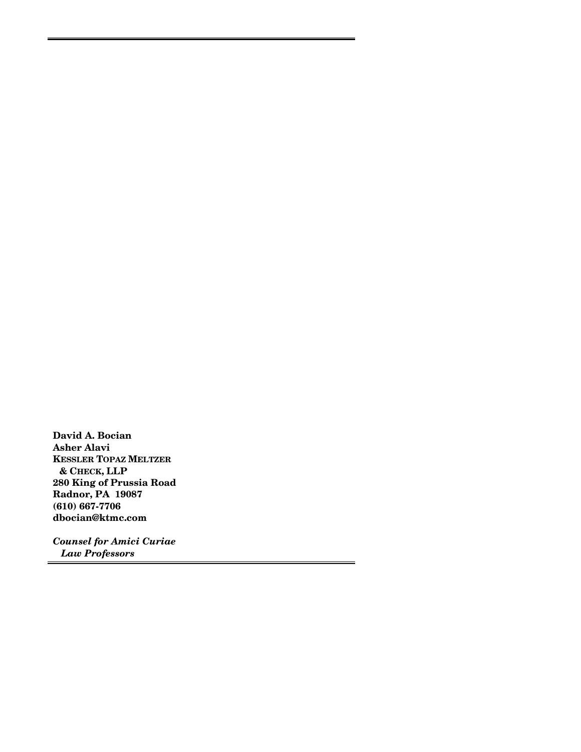**David A. Bocian**
**Asher Alavi**
**KESSLER TOPAZ MELTZER**
**& CHECK, LLP**
**280 King of Prussia Road**
**Radnor, PA 19087**
**(610) 667-7706**
**dbocian@ktmc.com**

***Counsel for Amici Curiae***
***Law Professors***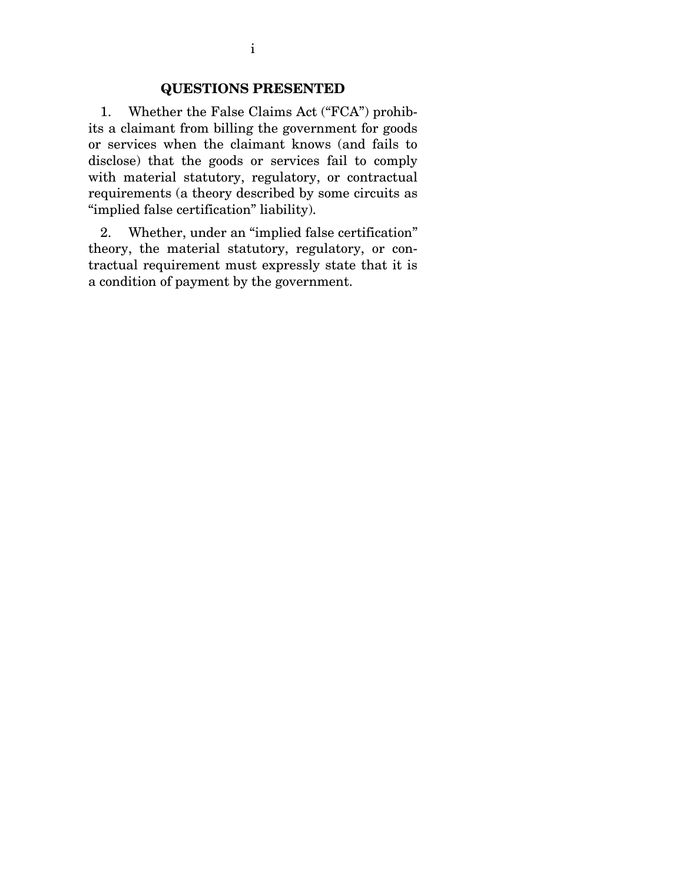## QUESTIONS PRESENTED

1. Whether the False Claims Act ("FCA") prohibits a claimant from billing the government for goods or services when the claimant knows (and fails to disclose) that the goods or services fail to comply with material statutory, regulatory, or contractual requirements (a theory described by some circuits as "implied false certification" liability).

2. Whether, under an "implied false certification" theory, the material statutory, regulatory, or contractual requirement must expressly state that it is a condition of payment by the government.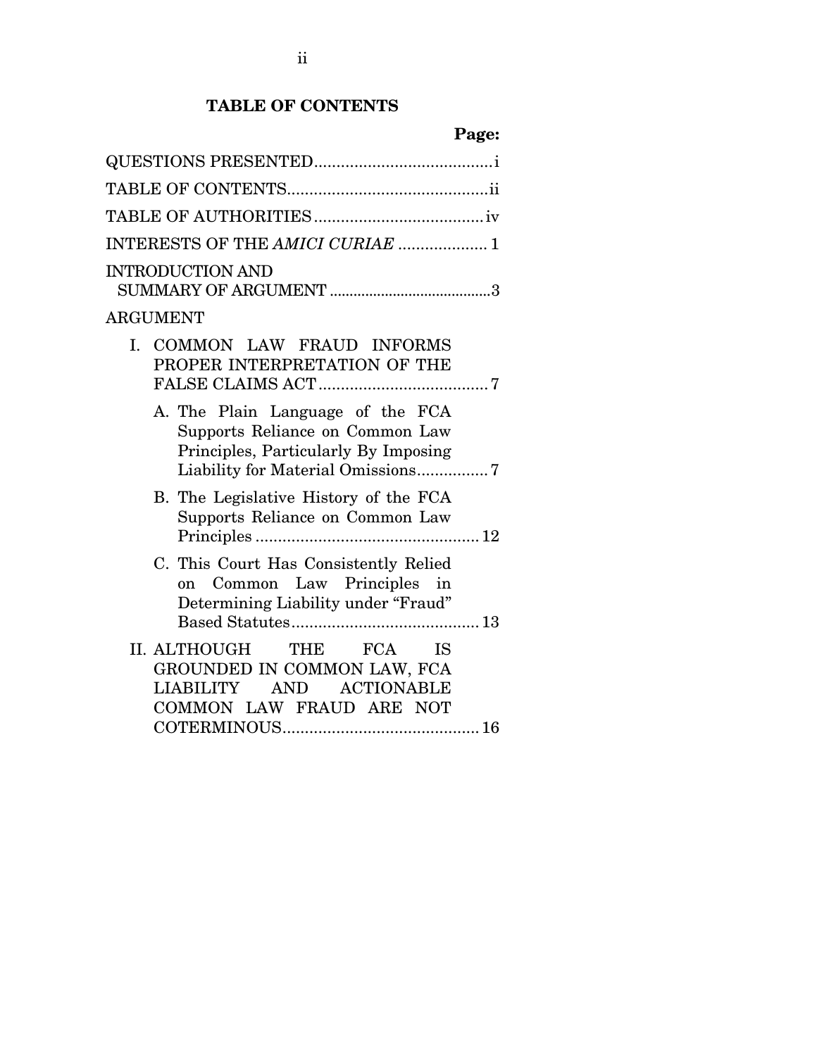## TABLE OF CONTENTS

| | Page: |
|---|---|
| QUESTIONS PRESENTED | i |
| TABLE OF CONTENTS | ii |
| TABLE OF AUTHORITIES | iv |
| INTERESTS OF THE *AMICI CURIAE* | 1 |
| INTRODUCTION AND SUMMARY OF ARGUMENT | 3 |
| ARGUMENT | |
| I. COMMON LAW FRAUD INFORMS PROPER INTERPRETATION OF THE FALSE CLAIMS ACT | 7 |
| A. The Plain Language of the FCA Supports Reliance on Common Law Principles, Particularly By Imposing Liability for Material Omissions | 7 |
| B. The Legislative History of the FCA Supports Reliance on Common Law Principles | 12 |
| C. This Court Has Consistently Relied on Common Law Principles in Determining Liability under "Fraud" Based Statutes | 13 |
| II. ALTHOUGH THE FCA IS GROUNDED IN COMMON LAW, FCA LIABILITY AND ACTIONABLE COMMON LAW FRAUD ARE NOT COTERMINOUS | 16 |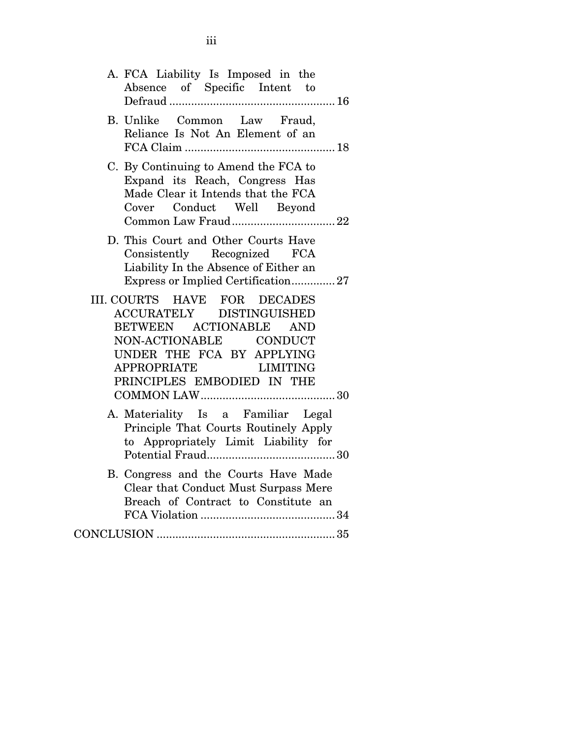A. FCA Liability Is Imposed in the Absence of Specific Intent to Defraud ..................................................... 16

B. Unlike Common Law Fraud, Reliance Is Not An Element of an FCA Claim ................................................ 18

C. By Continuing to Amend the FCA to Expand its Reach, Congress Has Made Clear it Intends that the FCA Cover Conduct Well Beyond Common Law Fraud ................................. 22

D. This Court and Other Courts Have Consistently Recognized FCA Liability In the Absence of Either an Express or Implied Certification .............. 27

III. COURTS HAVE FOR DECADES ACCURATELY DISTINGUISHED BETWEEN ACTIONABLE AND NON-ACTIONABLE CONDUCT UNDER THE FCA BY APPLYING APPROPRIATE LIMITING PRINCIPLES EMBODIED IN THE COMMON LAW ........................................... 30

A. Materiality Is a Familiar Legal Principle That Courts Routinely Apply to Appropriately Limit Liability for Potential Fraud......................................... 30

B. Congress and the Courts Have Made Clear that Conduct Must Surpass Mere Breach of Contract to Constitute an FCA Violation ........................................... 34

CONCLUSION ......................................................... 35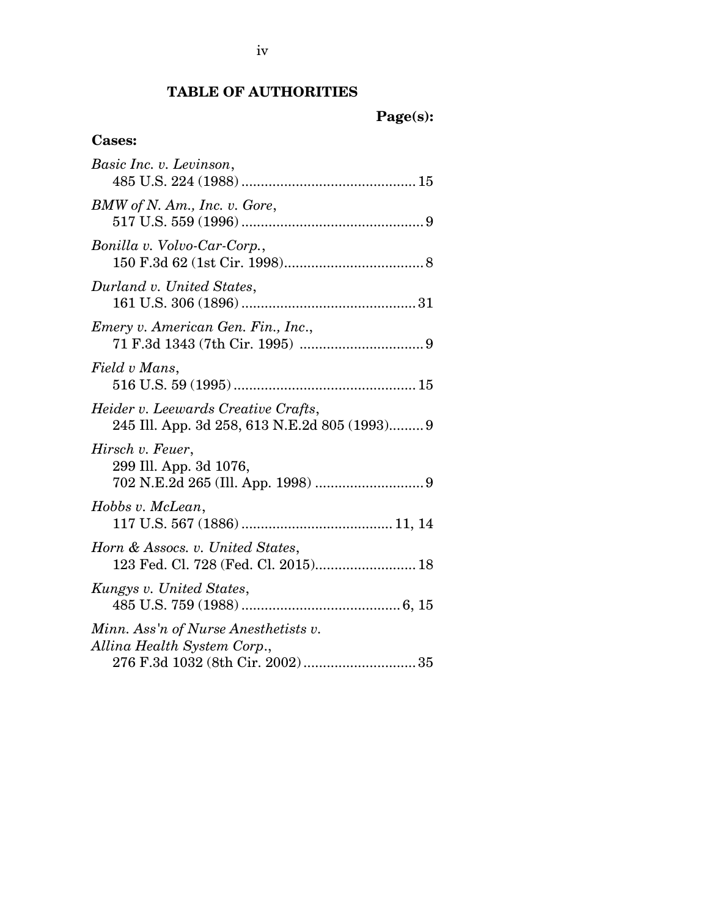## TABLE OF AUTHORITIES

**Page(s):**

**Cases:**

*Basic Inc. v. Levinson*,
485 U.S. 224 (1988) ............................................ 15

*BMW of N. Am., Inc. v. Gore*,
517 U.S. 559 (1996) .............................................. 9

*Bonilla v. Volvo-Car-Corp.*,
150 F.3d 62 (1st Cir. 1998).................................... 8

*Durland v. United States*,
161 U.S. 306 (1896) ............................................ 31

*Emery v. American Gen. Fin., Inc.*,
71 F.3d 1343 (7th Cir. 1995) ................................ 9

*Field v Mans*,
516 U.S. 59 (1995) .............................................. 15

*Heider v. Leewards Creative Crafts*,
245 Ill. App. 3d 258, 613 N.E.2d 805 (1993)......... 9

*Hirsch v. Feuer*,
299 Ill. App. 3d 1076,
702 N.E.2d 265 (Ill. App. 1998) ............................ 9

*Hobbs v. McLean*,
117 U.S. 567 (1886) ...................................... 11, 14

*Horn & Assocs. v. United States*,
123 Fed. Cl. 728 (Fed. Cl. 2015).......................... 18

*Kungys v. United States*,
485 U.S. 759 (1988) ........................................ 6, 15

*Minn. Ass'n of Nurse Anesthetists v.
Allina Health System Corp.*,
276 F.3d 1032 (8th Cir. 2002) ............................ 35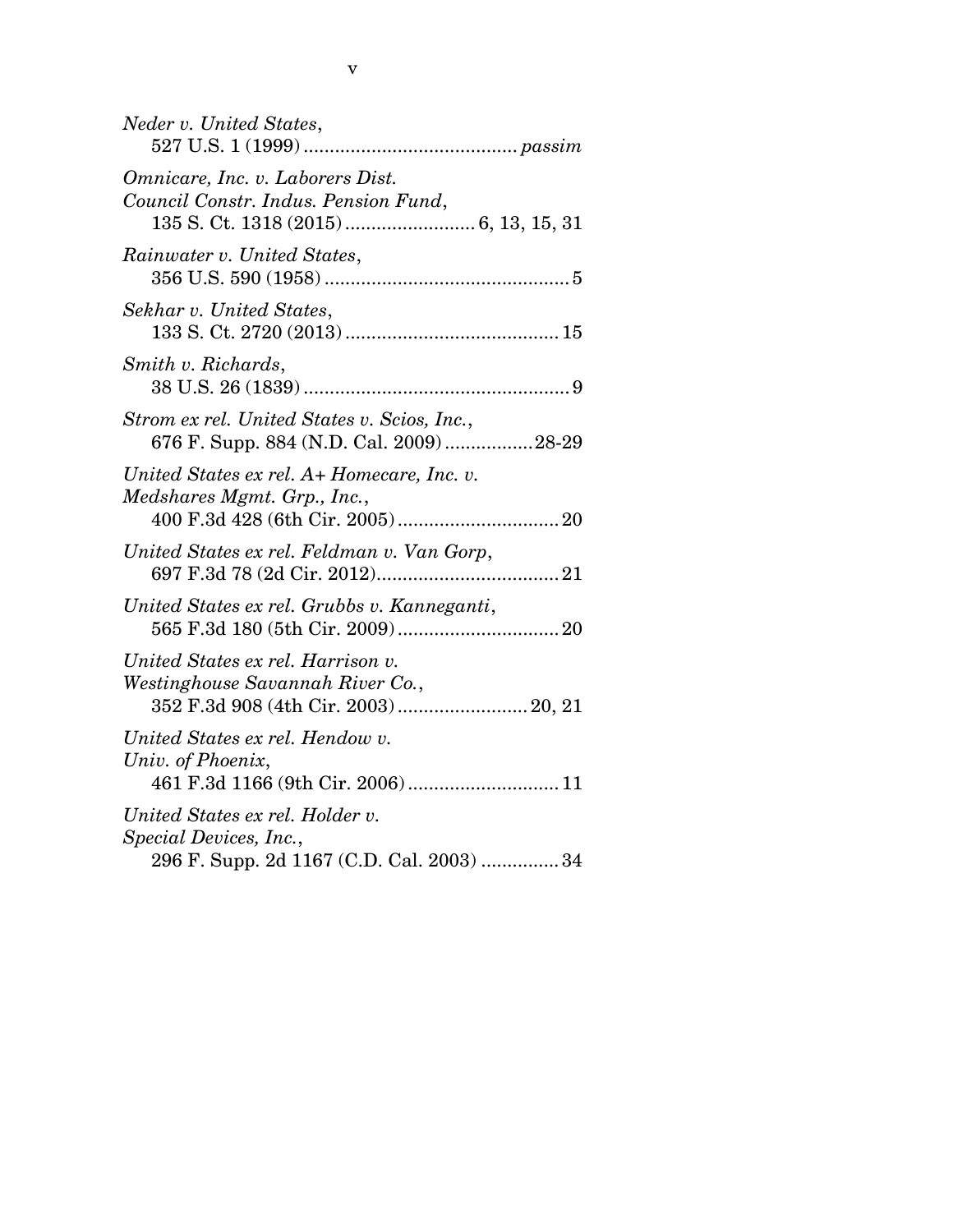*Neder v. United States*,
527 U.S. 1 (1999) ......................................... *passim*

*Omnicare, Inc. v. Laborers Dist. Council Constr. Indus. Pension Fund*,
135 S. Ct. 1318 (2015) ......................... 6, 13, 15, 31

*Rainwater v. United States*,
356 U.S. 590 (1958) ............................................... 5

*Sekhar v. United States*,
133 S. Ct. 2720 (2013) ......................................... 15

*Smith v. Richards*,
38 U.S. 26 (1839) ................................................... 9

*Strom ex rel. United States v. Scios, Inc.*,
676 F. Supp. 884 (N.D. Cal. 2009) ................. 28-29

*United States ex rel. A+ Homecare, Inc. v. Medshares Mgmt. Grp., Inc.*,
400 F.3d 428 (6th Cir. 2005) ............................... 20

*United States ex rel. Feldman v. Van Gorp*,
697 F.3d 78 (2d Cir. 2012) ................................... 21

*United States ex rel. Grubbs v. Kanneganti*,
565 F.3d 180 (5th Cir. 2009) ............................... 20

*United States ex rel. Harrison v. Westinghouse Savannah River Co.*,
352 F.3d 908 (4th Cir. 2003) ......................... 20, 21

*United States ex rel. Hendow v. Univ. of Phoenix*,
461 F.3d 1166 (9th Cir. 2006) ............................. 11

*United States ex rel. Holder v. Special Devices, Inc.*,
296 F. Supp. 2d 1167 (C.D. Cal. 2003) ............... 34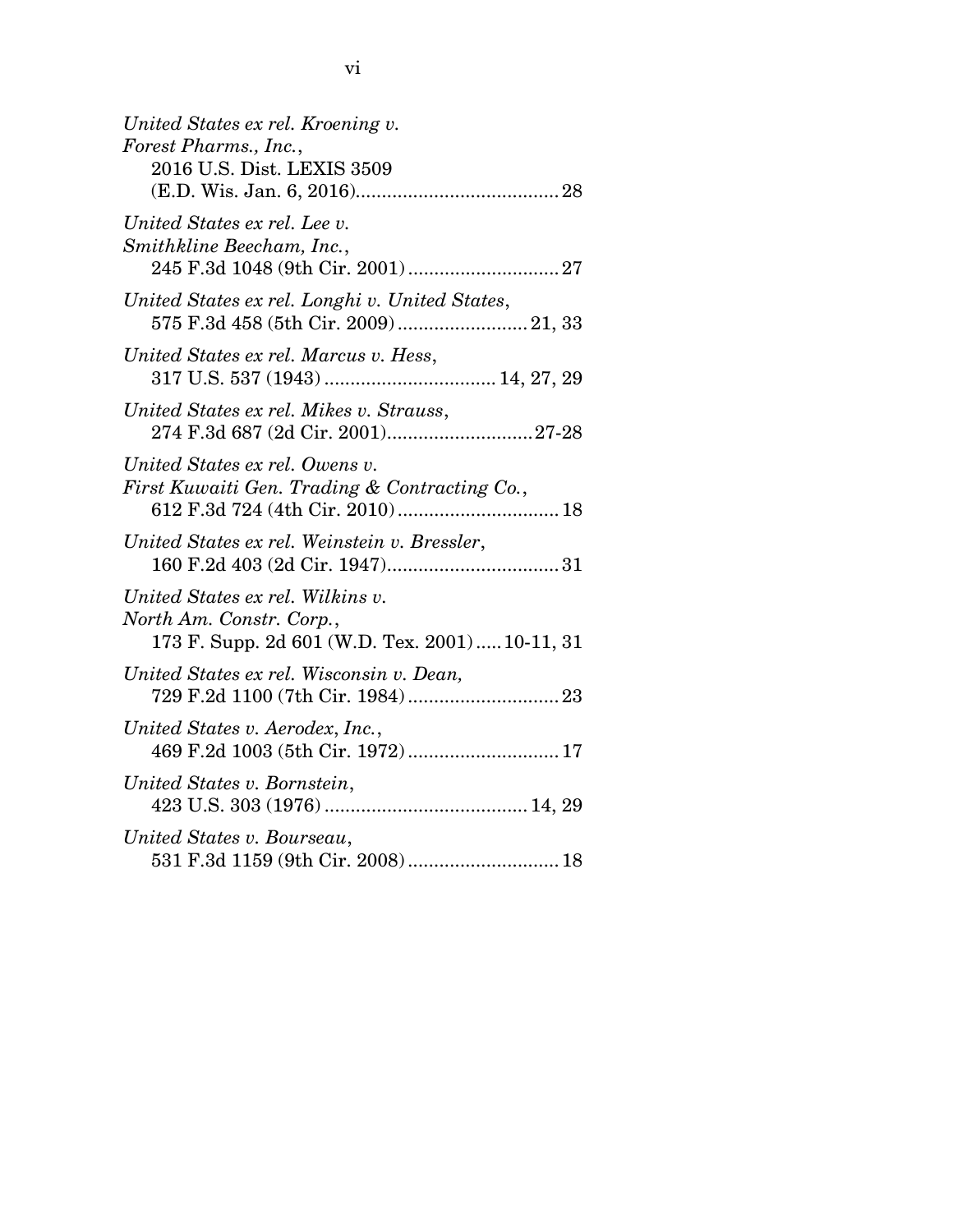*United States ex rel. Kroening v. Forest Pharms., Inc.*,
2016 U.S. Dist. LEXIS 3509 (E.D. Wis. Jan. 6, 2016)....................................... 28

*United States ex rel. Lee v. Smithkline Beecham, Inc.*,
245 F.3d 1048 (9th Cir. 2001)............................. 27

*United States ex rel. Longhi v. United States*,
575 F.3d 458 (5th Cir. 2009)......................... 21, 33

*United States ex rel. Marcus v. Hess*,
317 U.S. 537 (1943)................................ 14, 27, 29

*United States ex rel. Mikes v. Strauss*,
274 F.3d 687 (2d Cir. 2001)............................27-28

*United States ex rel. Owens v. First Kuwaiti Gen. Trading & Contracting Co.*,
612 F.3d 724 (4th Cir. 2010)............................... 18

*United States ex rel. Weinstein v. Bressler*,
160 F.2d 403 (2d Cir. 1947)................................. 31

*United States ex rel. Wilkins v. North Am. Constr. Corp.*,
173 F. Supp. 2d 601 (W.D. Tex. 2001)..... 10-11, 31

*United States ex rel. Wisconsin v. Dean,*
729 F.2d 1100 (7th Cir. 1984)............................. 23

*United States v. Aerodex, Inc.*,
469 F.2d 1003 (5th Cir. 1972)............................. 17

*United States v. Bornstein*,
423 U.S. 303 (1976)...................................... 14, 29

*United States v. Bourseau*,
531 F.3d 1159 (9th Cir. 2008)............................. 18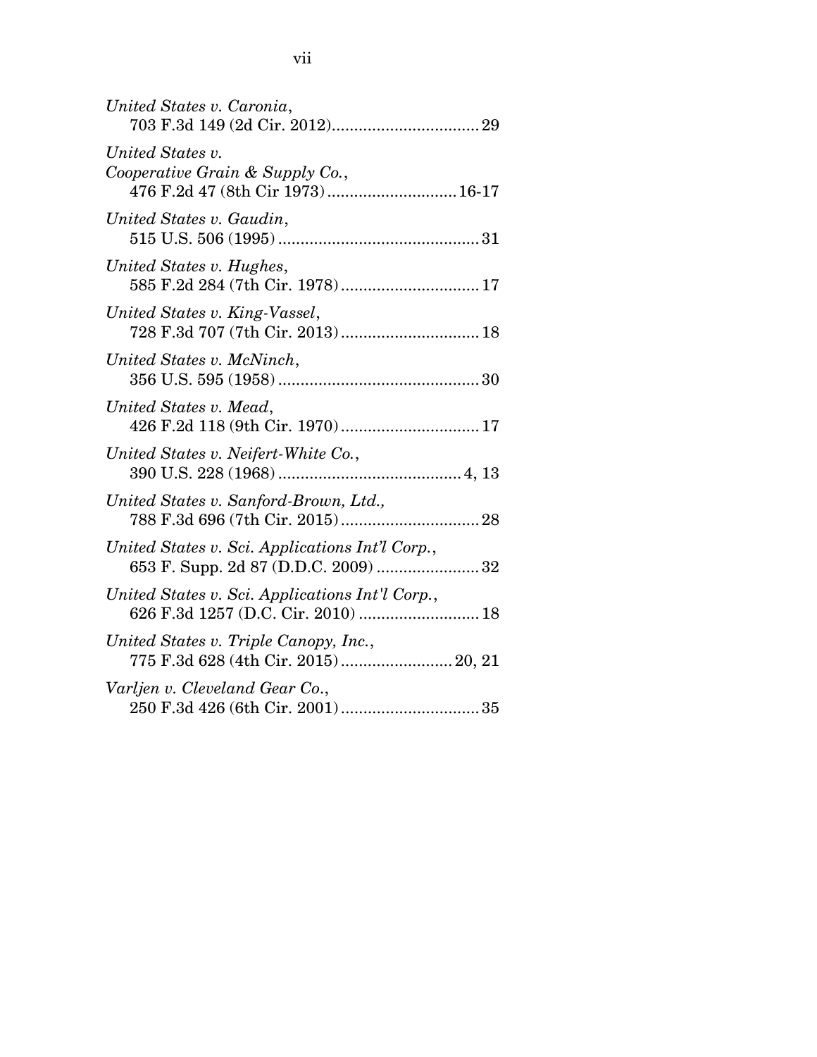*United States v. Caronia*,
703 F.3d 149 (2d Cir. 2012)................................. 29

*United States v. Cooperative Grain & Supply Co.*,
476 F.2d 47 (8th Cir 1973)............................. 16-17

*United States v. Gaudin*,
515 U.S. 506 (1995)............................................. 31

*United States v. Hughes*,
585 F.2d 284 (7th Cir. 1978)............................... 17

*United States v. King-Vassel*,
728 F.3d 707 (7th Cir. 2013)............................... 18

*United States v. McNinch*,
356 U.S. 595 (1958)............................................. 30

*United States v. Mead*,
426 F.2d 118 (9th Cir. 1970)............................... 17

*United States v. Neifert-White Co.*,
390 U.S. 228 (1968)......................................... 4, 13

*United States v. Sanford-Brown, Ltd.*,
788 F.3d 696 (7th Cir. 2015)............................... 28

*United States v. Sci. Applications Int'l Corp.*,
653 F. Supp. 2d 87 (D.D.C. 2009)....................... 32

*United States v. Sci. Applications Int'l Corp.*,
626 F.3d 1257 (D.C. Cir. 2010)........................... 18

*United States v. Triple Canopy, Inc.*,
775 F.3d 628 (4th Cir. 2015)......................... 20, 21

*Varljen v. Cleveland Gear Co.*,
250 F.3d 426 (6th Cir. 2001)............................... 35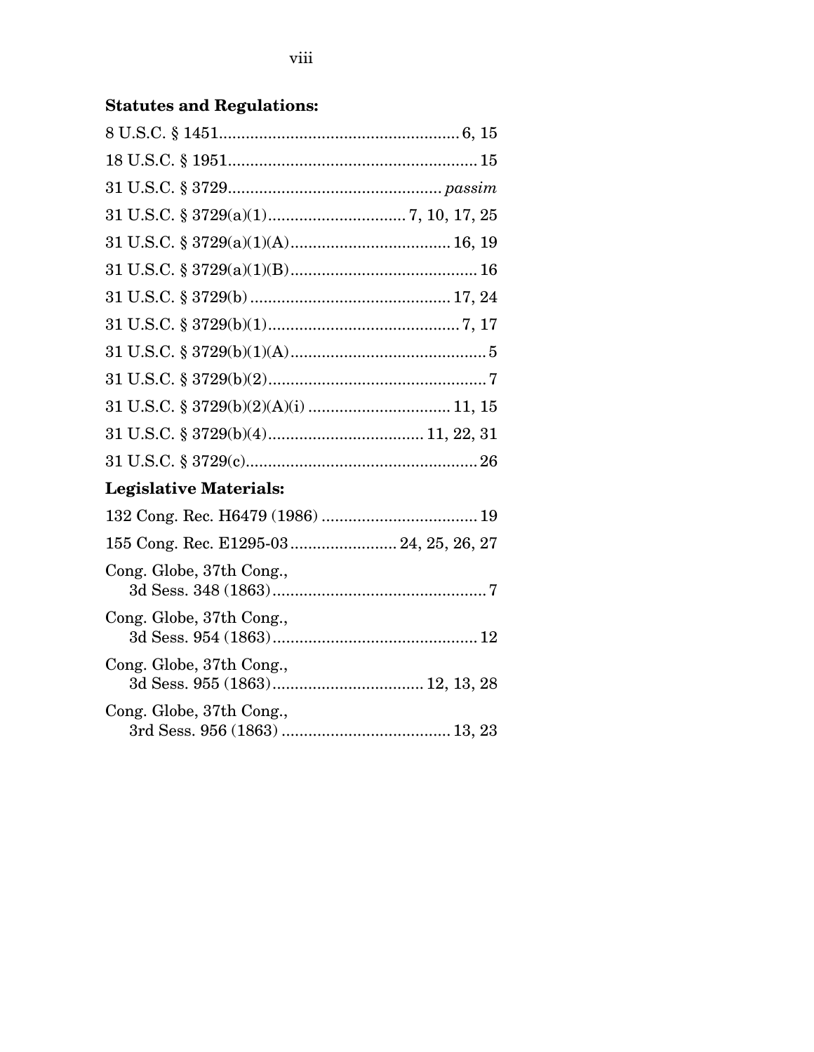**Statutes and Regulations:**

8 U.S.C. § 1451 .................................................... 6, 15

18 U.S.C. § 1951 .................................................... 15

31 U.S.C. § 3729 .................................................... *passim*

31 U.S.C. § 3729(a)(1) .................................... 7, 10, 17, 25

31 U.S.C. § 3729(a)(1)(A) .................................... 16, 19

31 U.S.C. § 3729(a)(1)(B) .................................... 16

31 U.S.C. § 3729(b) .................................... 17, 24

31 U.S.C. § 3729(b)(1) .................................... 7, 17

31 U.S.C. § 3729(b)(1)(A) .................................... 5

31 U.S.C. § 3729(b)(2) .................................... 7

31 U.S.C. § 3729(b)(2)(A)(i) .................................... 11, 15

31 U.S.C. § 3729(b)(4) .................................... 11, 22, 31

31 U.S.C. § 3729(c) .................................... 26

**Legislative Materials:**

132 Cong. Rec. H6479 (1986) .................................... 19

155 Cong. Rec. E1295-03 .................................... 24, 25, 26, 27

Cong. Globe, 37th Cong.,
3d Sess. 348 (1863) .................................... 7

Cong. Globe, 37th Cong.,
3d Sess. 954 (1863) .................................... 12

Cong. Globe, 37th Cong.,
3d Sess. 955 (1863) .................................... 12, 13, 28

Cong. Globe, 37th Cong.,
3rd Sess. 956 (1863) .................................... 13, 23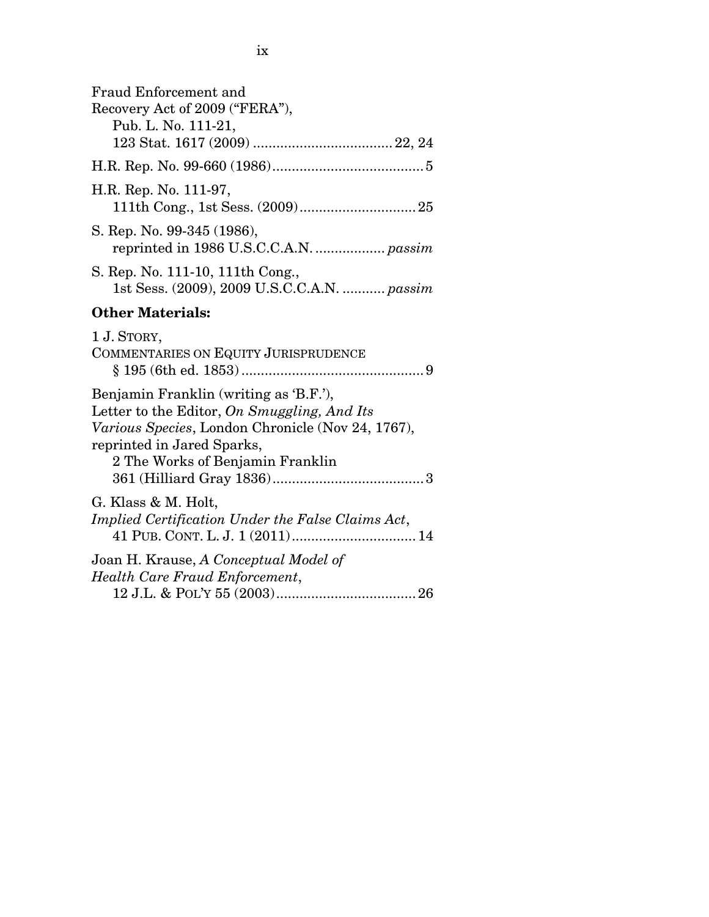Fraud Enforcement and Recovery Act of 2009 ("FERA"), Pub. L. No. 111-21, 123 Stat. 1617 (2009) .................................... 22, 24

H.R. Rep. No. 99-660 (1986)....................................... 5

H.R. Rep. No. 111-97, 111th Cong., 1st Sess. (2009).............................. 25

S. Rep. No. 99-345 (1986), reprinted in 1986 U.S.C.C.A.N. .................. *passim*

S. Rep. No. 111-10, 111th Cong., 1st Sess. (2009), 2009 U.S.C.C.A.N. ........... *passim*

**Other Materials:**

1 J. Story, Commentaries on Equity Jurisprudence § 195 (6th ed. 1853) ............................................... 9

Benjamin Franklin (writing as 'B.F.'), Letter to the Editor, *On Smuggling, And Its Various Species*, London Chronicle (Nov 24, 1767), reprinted in Jared Sparks, 2 The Works of Benjamin Franklin 361 (Hilliard Gray 1836)....................................... 3

G. Klass & M. Holt, *Implied Certification Under the False Claims Act*, 41 Pub. Cont. L. J. 1 (2011)................................ 14

Joan H. Krause, *A Conceptual Model of Health Care Fraud Enforcement*, 12 J.L. & Pol'y 55 (2003).................................... 26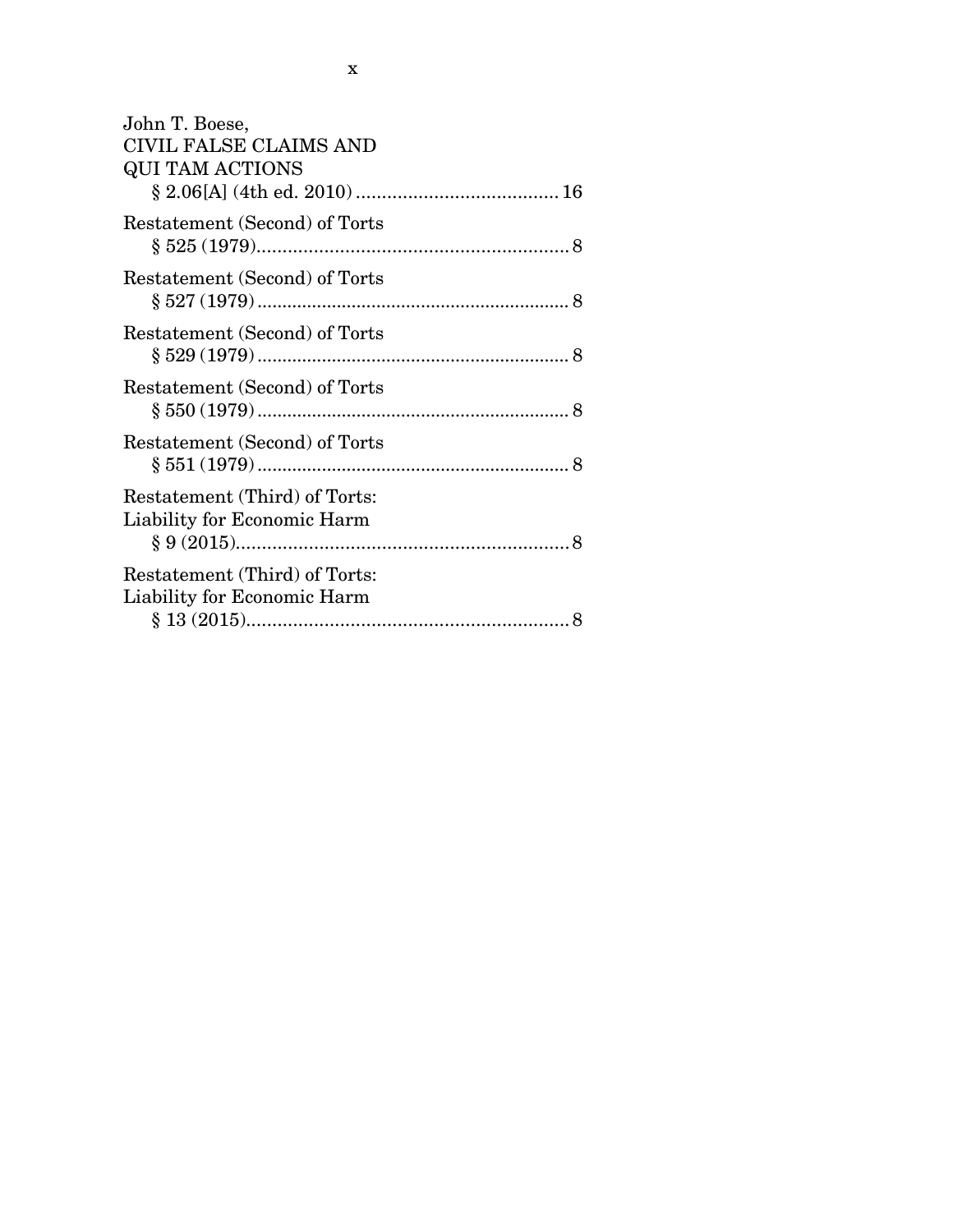John T. Boese,
CIVIL FALSE CLAIMS AND
QUI TAM ACTIONS
§ 2.06[A] (4th ed. 2010) ....................................... 16

Restatement (Second) of Torts
§ 525 (1979)............................................................ 8

Restatement (Second) of Torts
§ 527 (1979)............................................................ 8

Restatement (Second) of Torts
§ 529 (1979)............................................................ 8

Restatement (Second) of Torts
§ 550 (1979)............................................................ 8

Restatement (Second) of Torts
§ 551 (1979)............................................................ 8

Restatement (Third) of Torts:
Liability for Economic Harm
§ 9 (2015)................................................................ 8

Restatement (Third) of Torts:
Liability for Economic Harm
§ 13 (2015).............................................................. 8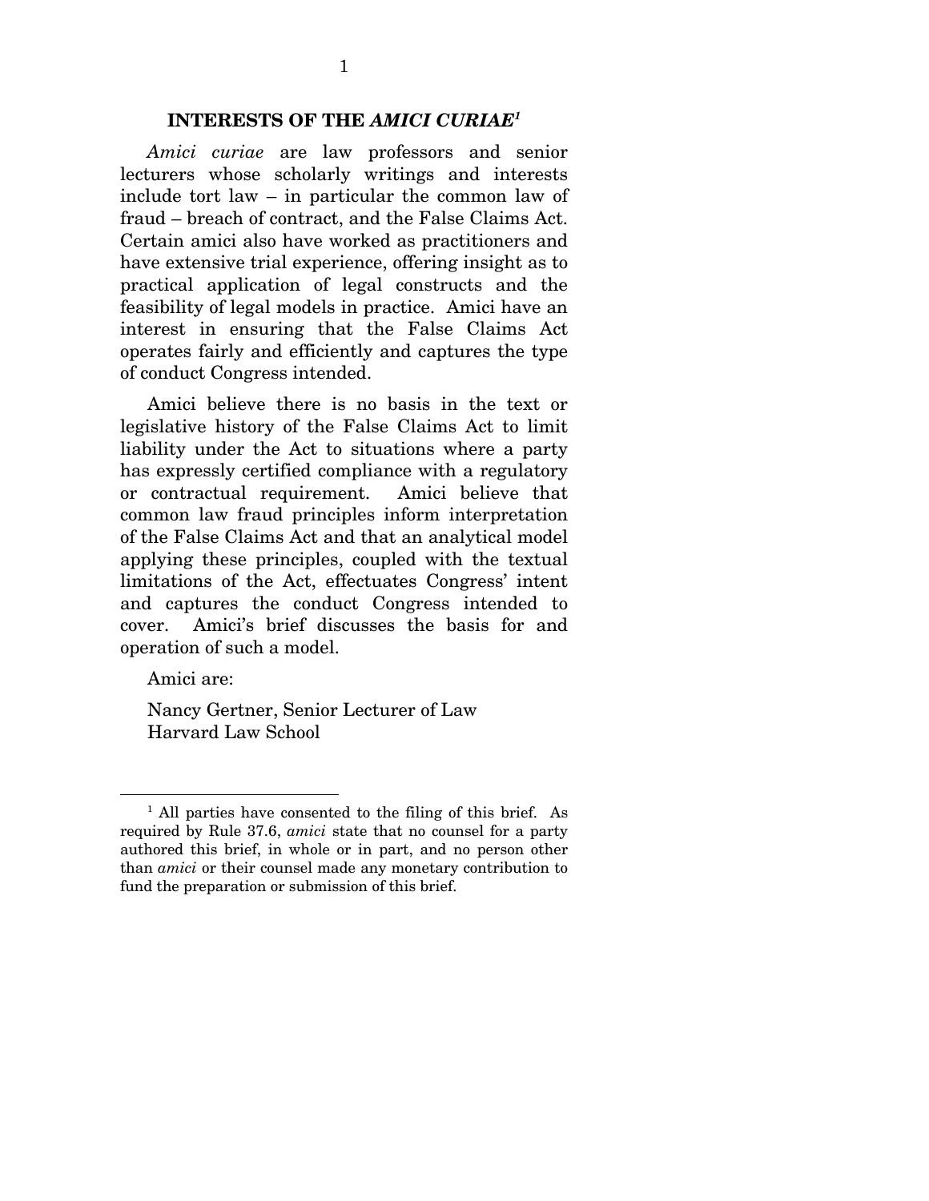## INTERESTS OF THE *AMICI CURIAE*[1]

*Amici curiae* are law professors and senior lecturers whose scholarly writings and interests include tort law – in particular the common law of fraud – breach of contract, and the False Claims Act. Certain amici also have worked as practitioners and have extensive trial experience, offering insight as to practical application of legal constructs and the feasibility of legal models in practice. Amici have an interest in ensuring that the False Claims Act operates fairly and efficiently and captures the type of conduct Congress intended.

Amici believe there is no basis in the text or legislative history of the False Claims Act to limit liability under the Act to situations where a party has expressly certified compliance with a regulatory or contractual requirement. Amici believe that common law fraud principles inform interpretation of the False Claims Act and that an analytical model applying these principles, coupled with the textual limitations of the Act, effectuates Congress' intent and captures the conduct Congress intended to cover. Amici's brief discusses the basis for and operation of such a model.

Amici are:

Nancy Gertner, Senior Lecturer of Law
Harvard Law School

---

[1] All parties have consented to the filing of this brief. As required by Rule 37.6, *amici* state that no counsel for a party authored this brief, in whole or in part, and no person other than *amici* or their counsel made any monetary contribution to fund the preparation or submission of this brief.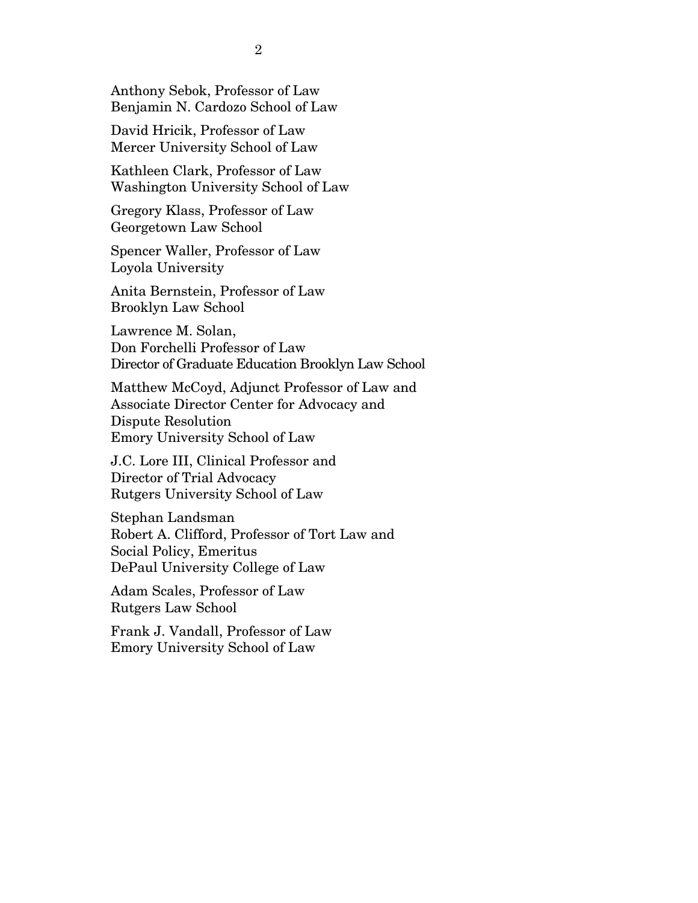Anthony Sebok, Professor of Law
Benjamin N. Cardozo School of Law

David Hricik, Professor of Law
Mercer University School of Law

Kathleen Clark, Professor of Law
Washington University School of Law

Gregory Klass, Professor of Law
Georgetown Law School

Spencer Waller, Professor of Law
Loyola University

Anita Bernstein, Professor of Law
Brooklyn Law School

Lawrence M. Solan,
Don Forchelli Professor of Law
Director of Graduate Education Brooklyn Law School

Matthew McCoyd, Adjunct Professor of Law and
Associate Director Center for Advocacy and
Dispute Resolution
Emory University School of Law

J.C. Lore III, Clinical Professor and
Director of Trial Advocacy
Rutgers University School of Law

Stephan Landsman
Robert A. Clifford, Professor of Tort Law and
Social Policy, Emeritus
DePaul University College of Law

Adam Scales, Professor of Law
Rutgers Law School

Frank J. Vandall, Professor of Law
Emory University School of Law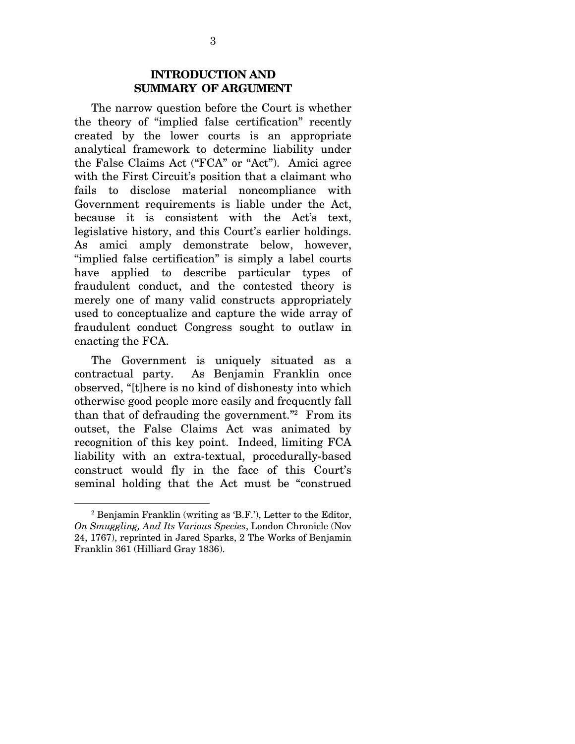## INTRODUCTION AND SUMMARY OF ARGUMENT

The narrow question before the Court is whether the theory of "implied false certification" recently created by the lower courts is an appropriate analytical framework to determine liability under the False Claims Act ("FCA" or "Act"). Amici agree with the First Circuit's position that a claimant who fails to disclose material noncompliance with Government requirements is liable under the Act, because it is consistent with the Act's text, legislative history, and this Court's earlier holdings. As amici amply demonstrate below, however, "implied false certification" is simply a label courts have applied to describe particular types of fraudulent conduct, and the contested theory is merely one of many valid constructs appropriately used to conceptualize and capture the wide array of fraudulent conduct Congress sought to outlaw in enacting the FCA.

The Government is uniquely situated as a contractual party. As Benjamin Franklin once observed, "[t]here is no kind of dishonesty into which otherwise good people more easily and frequently fall than that of defrauding the government."[2] From its outset, the False Claims Act was animated by recognition of this key point. Indeed, limiting FCA liability with an extra-textual, procedurally-based construct would fly in the face of this Court's seminal holding that the Act must be "construed

---

[2] Benjamin Franklin (writing as 'B.F.'), Letter to the Editor, *On Smuggling, And Its Various Species*, London Chronicle (Nov 24, 1767), reprinted in Jared Sparks, 2 The Works of Benjamin Franklin 361 (Hilliard Gray 1836).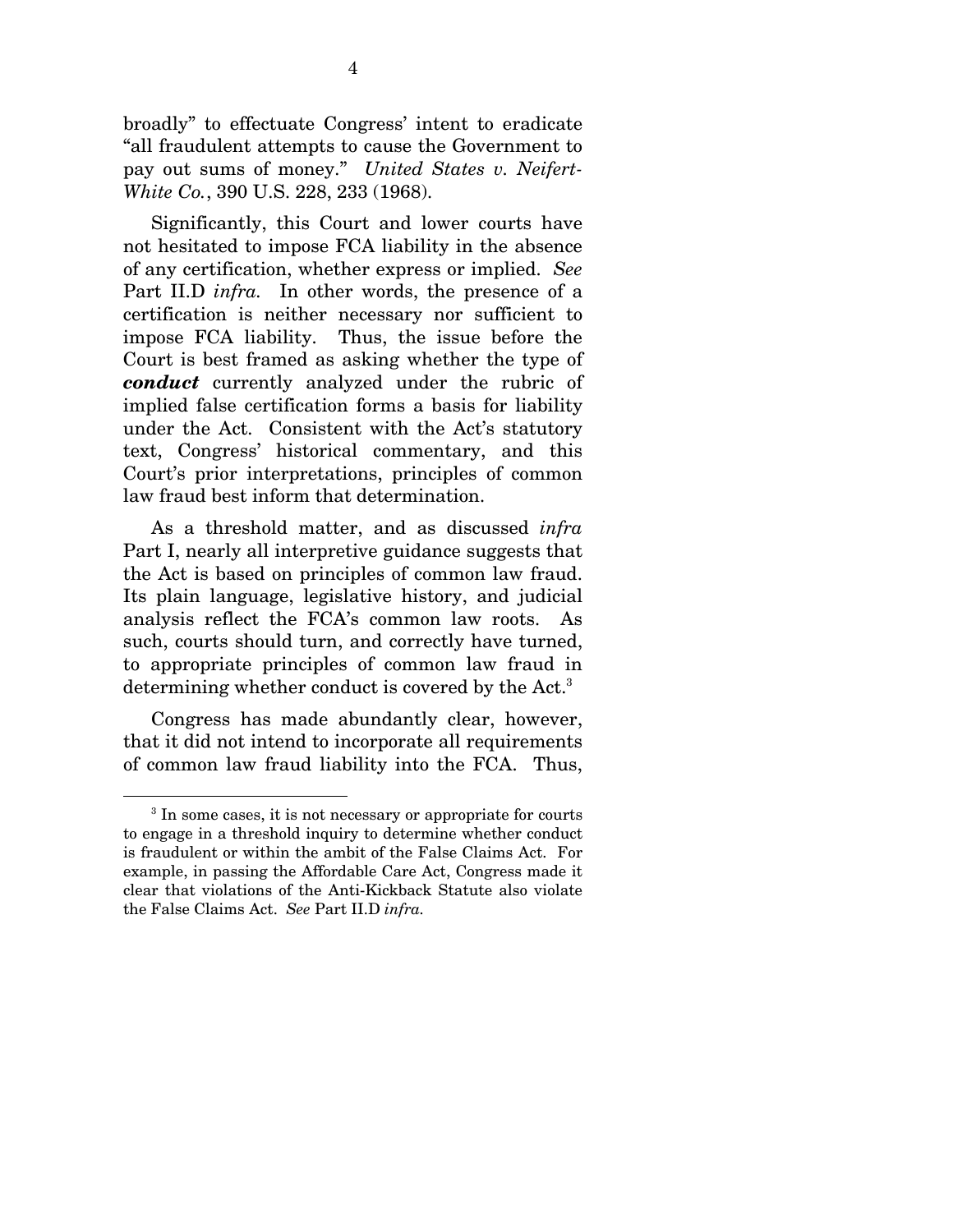broadly" to effectuate Congress' intent to eradicate "all fraudulent attempts to cause the Government to pay out sums of money." *United States v. Neifert-White Co.*, 390 U.S. 228, 233 (1968).

Significantly, this Court and lower courts have not hesitated to impose FCA liability in the absence of any certification, whether express or implied. *See* Part II.D *infra.* In other words, the presence of a certification is neither necessary nor sufficient to impose FCA liability. Thus, the issue before the Court is best framed as asking whether the type of ***conduct*** currently analyzed under the rubric of implied false certification forms a basis for liability under the Act. Consistent with the Act's statutory text, Congress' historical commentary, and this Court's prior interpretations, principles of common law fraud best inform that determination.

As a threshold matter, and as discussed *infra* Part I, nearly all interpretive guidance suggests that the Act is based on principles of common law fraud. Its plain language, legislative history, and judicial analysis reflect the FCA's common law roots. As such, courts should turn, and correctly have turned, to appropriate principles of common law fraud in determining whether conduct is covered by the Act.[3]

Congress has made abundantly clear, however, that it did not intend to incorporate all requirements of common law fraud liability into the FCA. Thus,

---

[3] In some cases, it is not necessary or appropriate for courts to engage in a threshold inquiry to determine whether conduct is fraudulent or within the ambit of the False Claims Act. For example, in passing the Affordable Care Act, Congress made it clear that violations of the Anti-Kickback Statute also violate the False Claims Act. *See* Part II.D *infra.*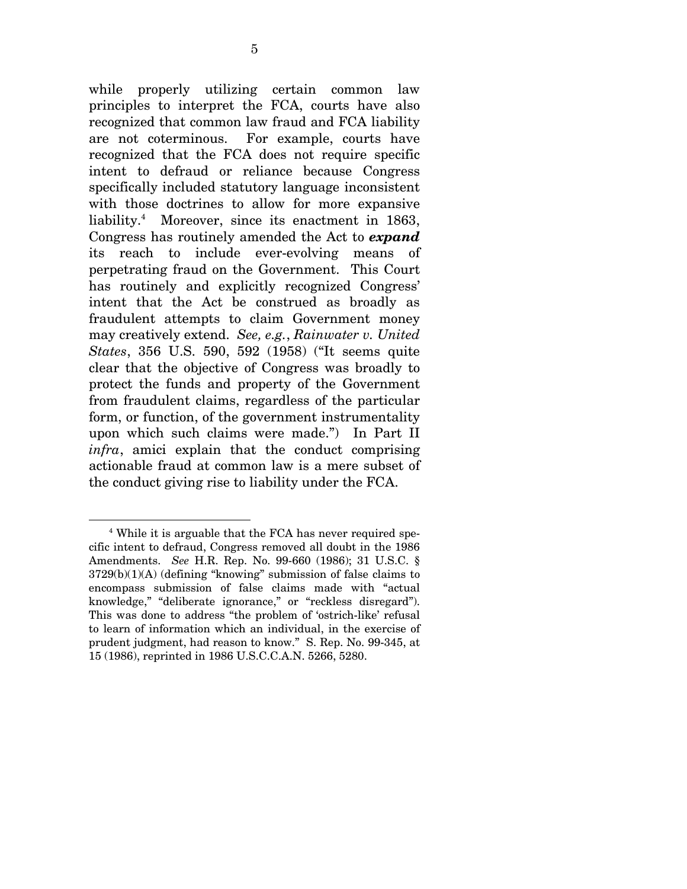while properly utilizing certain common law principles to interpret the FCA, courts have also recognized that common law fraud and FCA liability are not coterminous. For example, courts have recognized that the FCA does not require specific intent to defraud or reliance because Congress specifically included statutory language inconsistent with those doctrines to allow for more expansive liability.[4] Moreover, since its enactment in 1863, Congress has routinely amended the Act to ***expand*** its reach to include ever-evolving means of perpetrating fraud on the Government. This Court has routinely and explicitly recognized Congress' intent that the Act be construed as broadly as fraudulent attempts to claim Government money may creatively extend. *See, e.g.*, *Rainwater v. United States*, 356 U.S. 590, 592 (1958) ("It seems quite clear that the objective of Congress was broadly to protect the funds and property of the Government from fraudulent claims, regardless of the particular form, or function, of the government instrumentality upon which such claims were made.") In Part II *infra*, amici explain that the conduct comprising actionable fraud at common law is a mere subset of the conduct giving rise to liability under the FCA.

---

[4] While it is arguable that the FCA has never required specific intent to defraud, Congress removed all doubt in the 1986 Amendments. *See* H.R. Rep. No. 99-660 (1986); 31 U.S.C. § 3729(b)(1)(A) (defining "knowing" submission of false claims to encompass submission of false claims made with "actual knowledge," "deliberate ignorance," or "reckless disregard"). This was done to address "the problem of 'ostrich-like' refusal to learn of information which an individual, in the exercise of prudent judgment, had reason to know." S. Rep. No. 99-345, at 15 (1986), reprinted in 1986 U.S.C.C.A.N. 5266, 5280.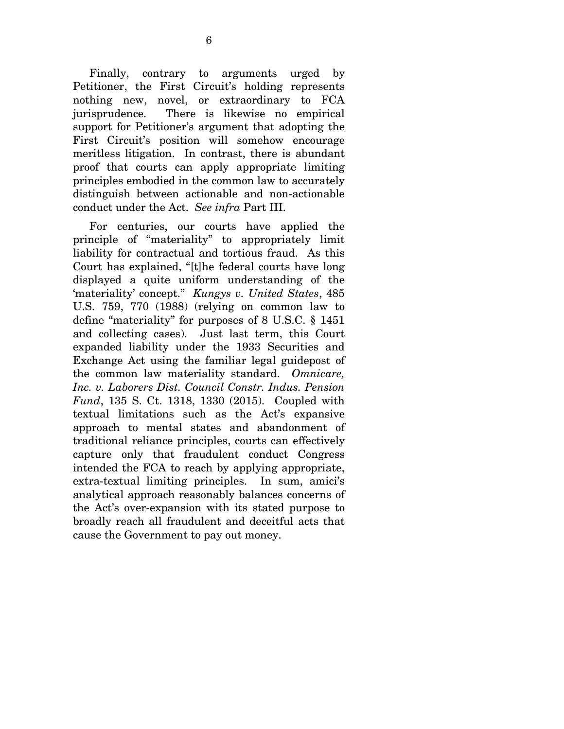Finally, contrary to arguments urged by Petitioner, the First Circuit's holding represents nothing new, novel, or extraordinary to FCA jurisprudence. There is likewise no empirical support for Petitioner's argument that adopting the First Circuit's position will somehow encourage meritless litigation. In contrast, there is abundant proof that courts can apply appropriate limiting principles embodied in the common law to accurately distinguish between actionable and non-actionable conduct under the Act. *See infra* Part III.

For centuries, our courts have applied the principle of "materiality" to appropriately limit liability for contractual and tortious fraud. As this Court has explained, "[t]he federal courts have long displayed a quite uniform understanding of the 'materiality' concept." *Kungys v. United States*, 485 U.S. 759, 770 (1988) (relying on common law to define "materiality" for purposes of 8 U.S.C. § 1451 and collecting cases). Just last term, this Court expanded liability under the 1933 Securities and Exchange Act using the familiar legal guidepost of the common law materiality standard. *Omnicare, Inc. v. Laborers Dist. Council Constr. Indus. Pension Fund*, 135 S. Ct. 1318, 1330 (2015). Coupled with textual limitations such as the Act's expansive approach to mental states and abandonment of traditional reliance principles, courts can effectively capture only that fraudulent conduct Congress intended the FCA to reach by applying appropriate, extra-textual limiting principles. In sum, amici's analytical approach reasonably balances concerns of the Act's over-expansion with its stated purpose to broadly reach all fraudulent and deceitful acts that cause the Government to pay out money.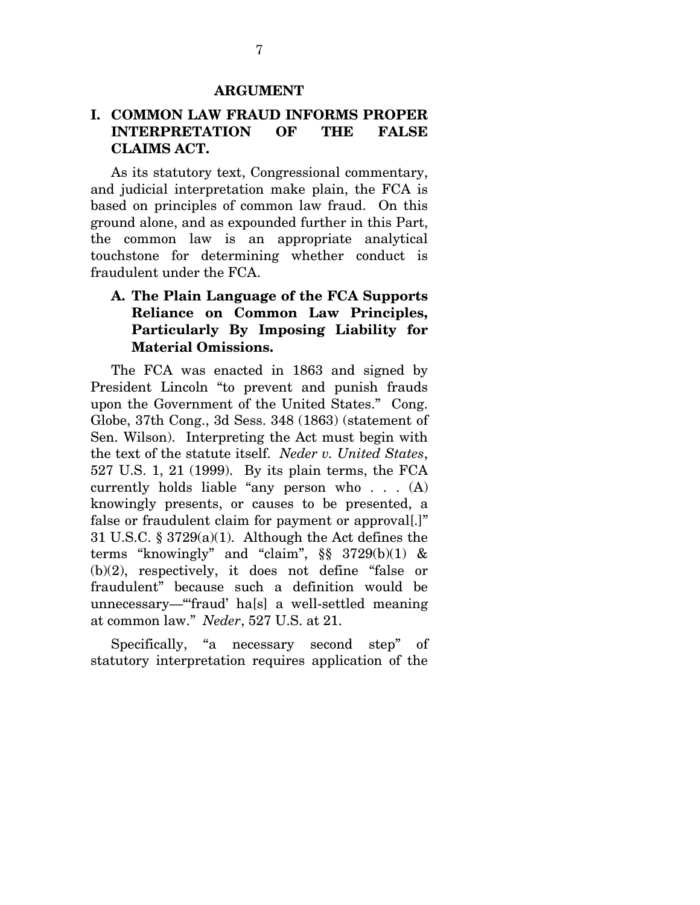## ARGUMENT

### I. COMMON LAW FRAUD INFORMS PROPER INTERPRETATION OF THE FALSE CLAIMS ACT.

As its statutory text, Congressional commentary, and judicial interpretation make plain, the FCA is based on principles of common law fraud. On this ground alone, and as expounded further in this Part, the common law is an appropriate analytical touchstone for determining whether conduct is fraudulent under the FCA.

#### A. The Plain Language of the FCA Supports Reliance on Common Law Principles, Particularly By Imposing Liability for Material Omissions.

The FCA was enacted in 1863 and signed by President Lincoln "to prevent and punish frauds upon the Government of the United States." Cong. Globe, 37th Cong., 3d Sess. 348 (1863) (statement of Sen. Wilson). Interpreting the Act must begin with the text of the statute itself. *Neder v. United States*, 527 U.S. 1, 21 (1999). By its plain terms, the FCA currently holds liable "any person who . . . (A) knowingly presents, or causes to be presented, a false or fraudulent claim for payment or approval[.]" 31 U.S.C. § 3729(a)(1). Although the Act defines the terms "knowingly" and "claim", §§ 3729(b)(1) & (b)(2), respectively, it does not define "false or fraudulent" because such a definition would be unnecessary—"'fraud' ha[s] a well-settled meaning at common law." *Neder*, 527 U.S. at 21.

Specifically, "a necessary second step" of statutory interpretation requires application of the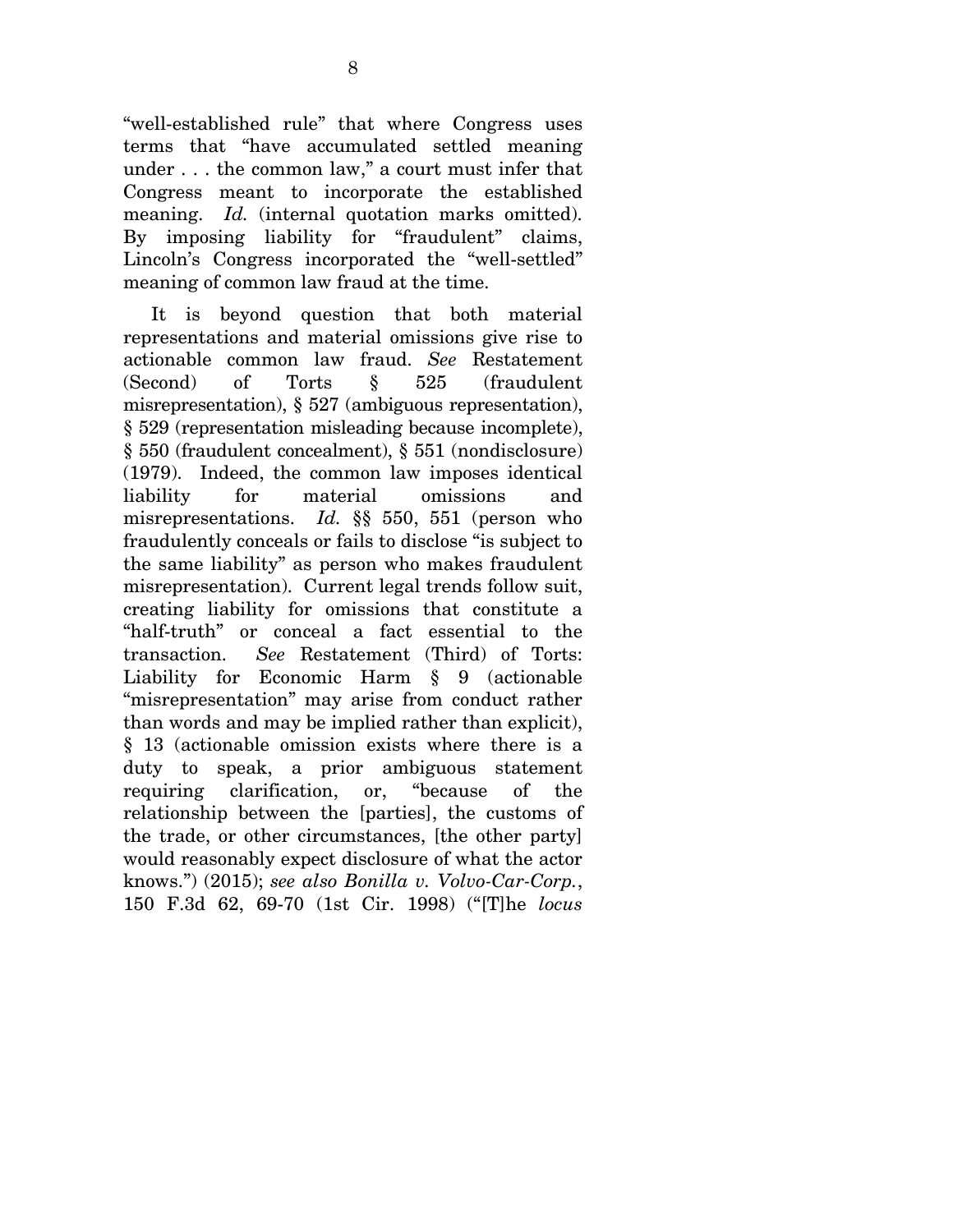"well-established rule" that where Congress uses terms that "have accumulated settled meaning under . . . the common law," a court must infer that Congress meant to incorporate the established meaning. *Id.* (internal quotation marks omitted). By imposing liability for "fraudulent" claims, Lincoln's Congress incorporated the "well-settled" meaning of common law fraud at the time.

It is beyond question that both material representations and material omissions give rise to actionable common law fraud. *See* Restatement (Second) of Torts § 525 (fraudulent misrepresentation), § 527 (ambiguous representation), § 529 (representation misleading because incomplete), § 550 (fraudulent concealment), § 551 (nondisclosure) (1979). Indeed, the common law imposes identical liability for material omissions and misrepresentations. *Id.* §§ 550, 551 (person who fraudulently conceals or fails to disclose "is subject to the same liability" as person who makes fraudulent misrepresentation). Current legal trends follow suit, creating liability for omissions that constitute a "half-truth" or conceal a fact essential to the transaction. *See* Restatement (Third) of Torts: Liability for Economic Harm § 9 (actionable "misrepresentation" may arise from conduct rather than words and may be implied rather than explicit), § 13 (actionable omission exists where there is a duty to speak, a prior ambiguous statement requiring clarification, or, "because of the relationship between the [parties], the customs of the trade, or other circumstances, [the other party] would reasonably expect disclosure of what the actor knows.") (2015); *see also Bonilla v. Volvo-Car-Corp.*, 150 F.3d 62, 69-70 (1st Cir. 1998) ("[T]he *locus*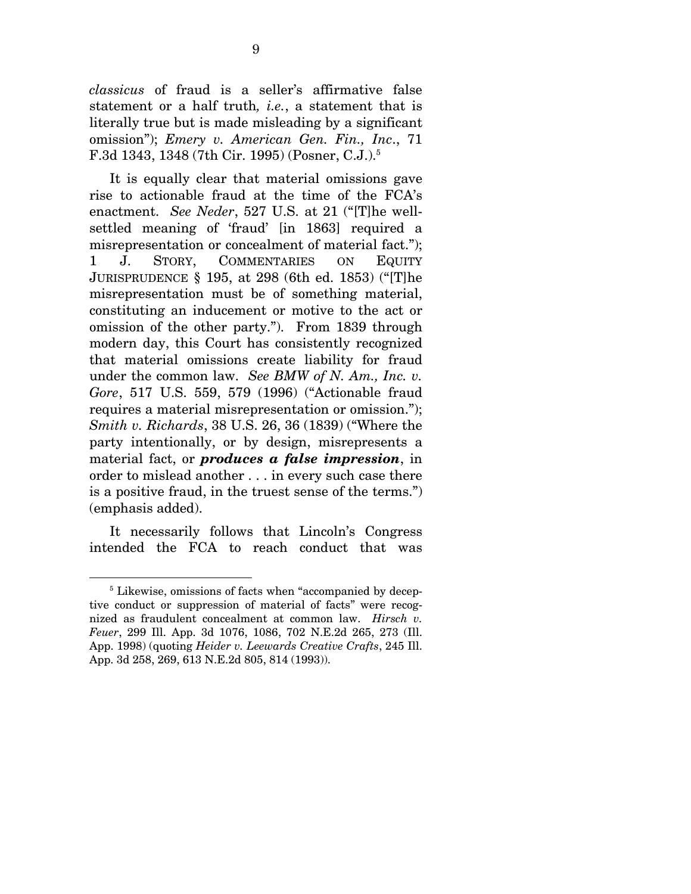*classicus* of fraud is a seller's affirmative false statement or a half truth*, i.e.*, a statement that is literally true but is made misleading by a significant omission"); *Emery v. American Gen. Fin., Inc*., 71 F.3d 1343, 1348 (7th Cir. 1995) (Posner, C.J.).[5]

It is equally clear that material omissions gave rise to actionable fraud at the time of the FCA's enactment. *See Neder*, 527 U.S. at 21 ("[T]he well-settled meaning of 'fraud' [in 1863] required a misrepresentation or concealment of material fact."); 1 J. STORY, COMMENTARIES ON EQUITY JURISPRUDENCE § 195, at 298 (6th ed. 1853) ("[T]he misrepresentation must be of something material, constituting an inducement or motive to the act or omission of the other party."). From 1839 through modern day, this Court has consistently recognized that material omissions create liability for fraud under the common law. *See BMW of N. Am., Inc. v. Gore*, 517 U.S. 559, 579 (1996) ("Actionable fraud requires a material misrepresentation or omission."); *Smith v. Richards*, 38 U.S. 26, 36 (1839) ("Where the party intentionally, or by design, misrepresents a material fact, or ***produces a false impression***, in order to mislead another . . . in every such case there is a positive fraud, in the truest sense of the terms.") (emphasis added).

It necessarily follows that Lincoln's Congress intended the FCA to reach conduct that was

---

[5] Likewise, omissions of facts when "accompanied by deceptive conduct or suppression of material of facts" were recognized as fraudulent concealment at common law. *Hirsch v. Feuer*, 299 Ill. App. 3d 1076, 1086, 702 N.E.2d 265, 273 (Ill. App. 1998) (quoting *Heider v. Leewards Creative Crafts*, 245 Ill. App. 3d 258, 269, 613 N.E.2d 805, 814 (1993)).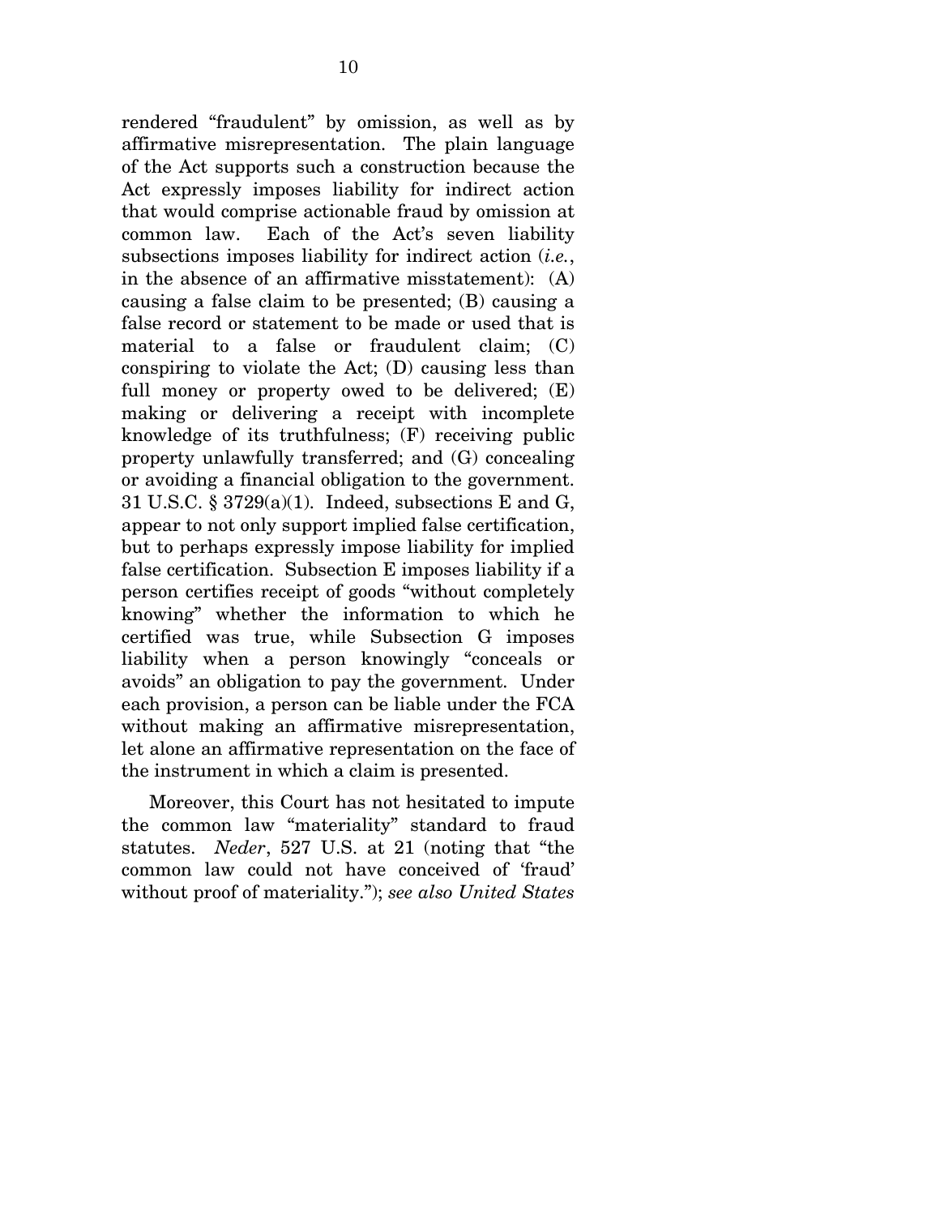rendered "fraudulent" by omission, as well as by affirmative misrepresentation. The plain language of the Act supports such a construction because the Act expressly imposes liability for indirect action that would comprise actionable fraud by omission at common law. Each of the Act's seven liability subsections imposes liability for indirect action (*i.e.*, in the absence of an affirmative misstatement): (A) causing a false claim to be presented; (B) causing a false record or statement to be made or used that is material to a false or fraudulent claim; (C) conspiring to violate the Act; (D) causing less than full money or property owed to be delivered; (E) making or delivering a receipt with incomplete knowledge of its truthfulness; (F) receiving public property unlawfully transferred; and (G) concealing or avoiding a financial obligation to the government. 31 U.S.C. § 3729(a)(1). Indeed, subsections E and G, appear to not only support implied false certification, but to perhaps expressly impose liability for implied false certification. Subsection E imposes liability if a person certifies receipt of goods "without completely knowing" whether the information to which he certified was true, while Subsection G imposes liability when a person knowingly "conceals or avoids" an obligation to pay the government. Under each provision, a person can be liable under the FCA without making an affirmative misrepresentation, let alone an affirmative representation on the face of the instrument in which a claim is presented.

Moreover, this Court has not hesitated to impute the common law "materiality" standard to fraud statutes. *Neder*, 527 U.S. at 21 (noting that "the common law could not have conceived of 'fraud' without proof of materiality."); *see also United States*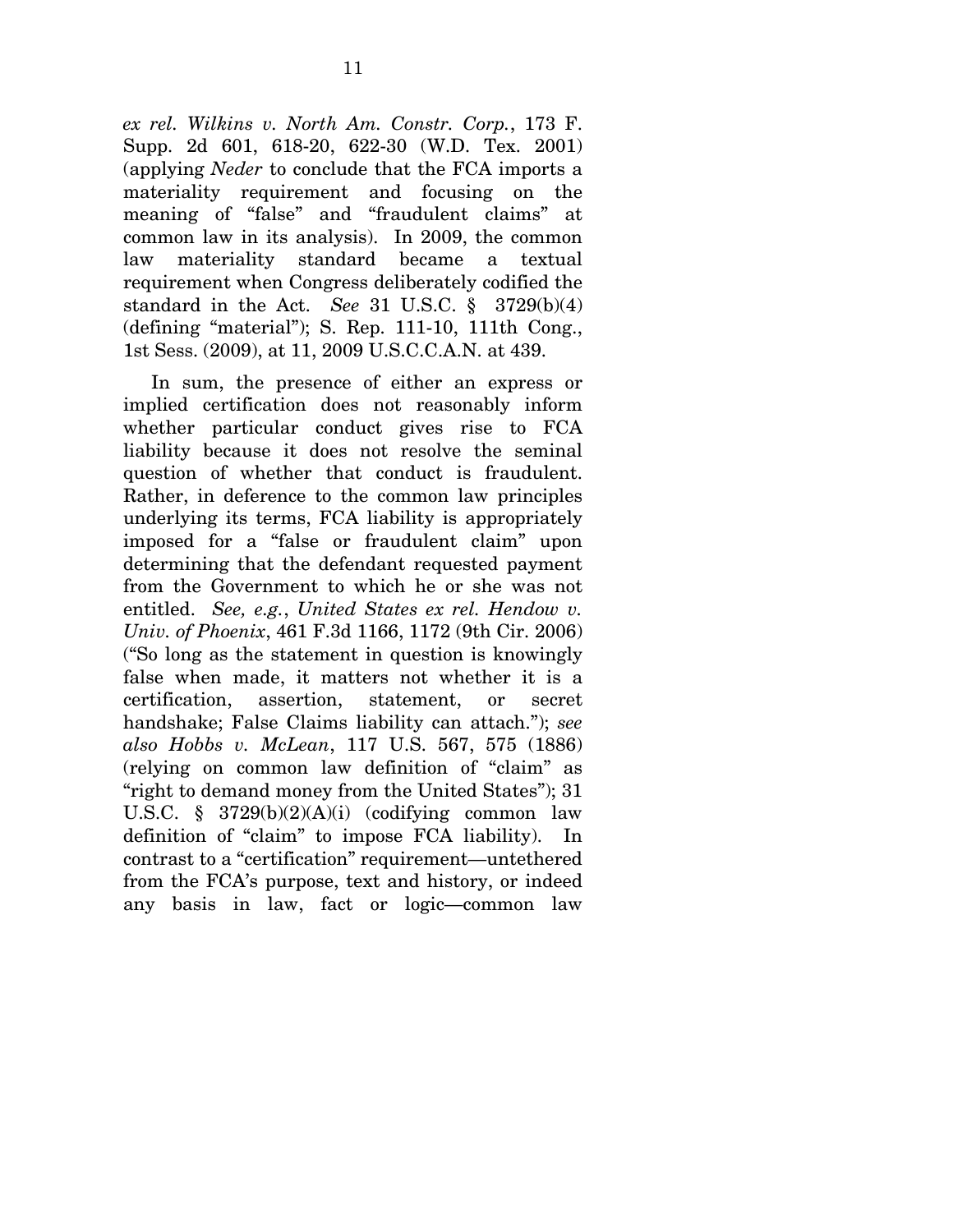*ex rel. Wilkins v. North Am. Constr. Corp.*, 173 F. Supp. 2d 601, 618-20, 622-30 (W.D. Tex. 2001) (applying *Neder* to conclude that the FCA imports a materiality requirement and focusing on the meaning of "false" and "fraudulent claims" at common law in its analysis). In 2009, the common law materiality standard became a textual requirement when Congress deliberately codified the standard in the Act. *See* 31 U.S.C. § 3729(b)(4) (defining "material"); S. Rep. 111-10, 111th Cong., 1st Sess. (2009), at 11, 2009 U.S.C.C.A.N. at 439.

In sum, the presence of either an express or implied certification does not reasonably inform whether particular conduct gives rise to FCA liability because it does not resolve the seminal question of whether that conduct is fraudulent. Rather, in deference to the common law principles underlying its terms, FCA liability is appropriately imposed for a "false or fraudulent claim" upon determining that the defendant requested payment from the Government to which he or she was not entitled. *See, e.g.*, *United States ex rel. Hendow v. Univ. of Phoenix*, 461 F.3d 1166, 1172 (9th Cir. 2006) ("So long as the statement in question is knowingly false when made, it matters not whether it is a certification, assertion, statement, or secret handshake; False Claims liability can attach."); *see also Hobbs v. McLean*, 117 U.S. 567, 575 (1886) (relying on common law definition of "claim" as "right to demand money from the United States"); 31 U.S.C. § 3729(b)(2)(A)(i) (codifying common law definition of "claim" to impose FCA liability). In contrast to a "certification" requirement—untethered from the FCA's purpose, text and history, or indeed any basis in law, fact or logic—common law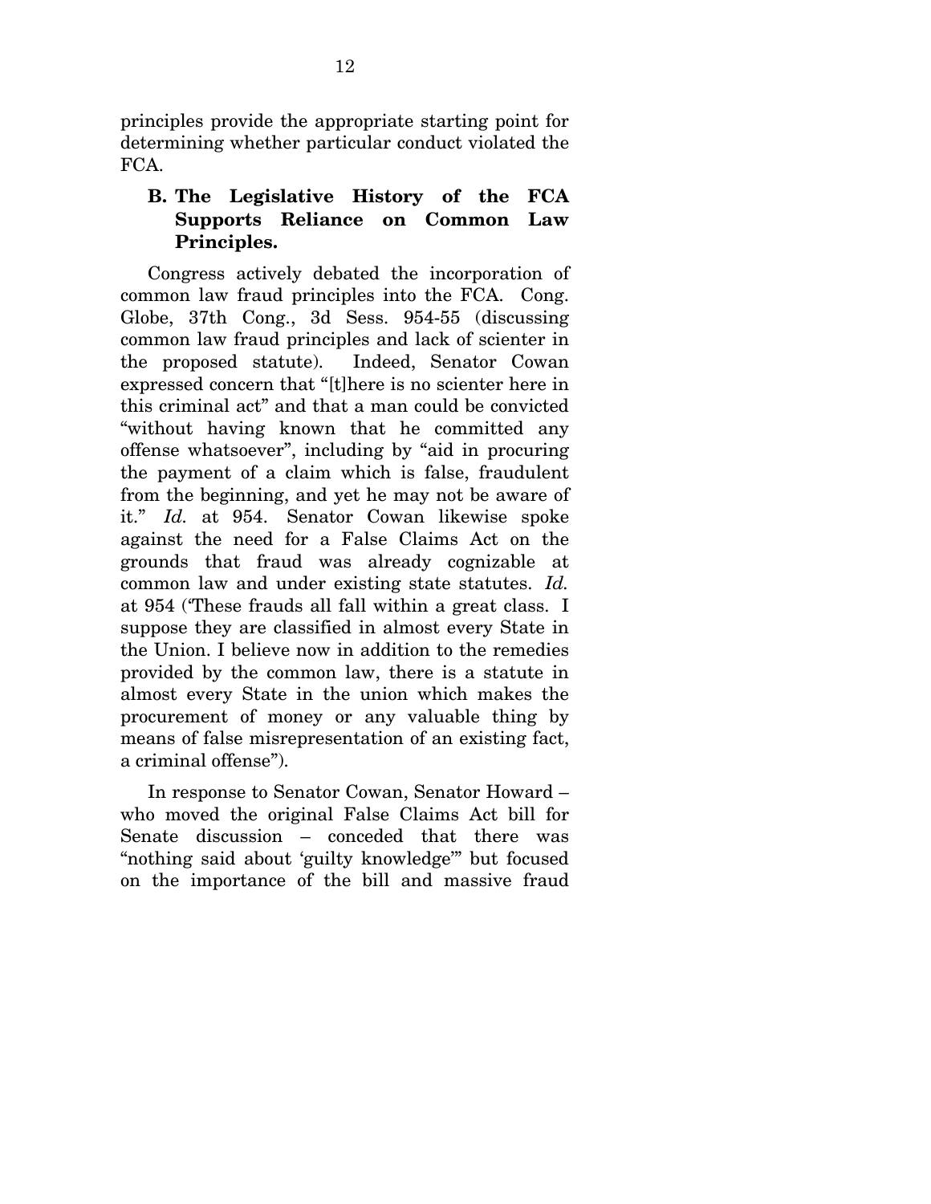principles provide the appropriate starting point for determining whether particular conduct violated the FCA.

### B. The Legislative History of the FCA Supports Reliance on Common Law Principles.

Congress actively debated the incorporation of common law fraud principles into the FCA. Cong. Globe, 37th Cong., 3d Sess. 954-55 (discussing common law fraud principles and lack of scienter in the proposed statute). Indeed, Senator Cowan expressed concern that "[t]here is no scienter here in this criminal act" and that a man could be convicted "without having known that he committed any offense whatsoever", including by "aid in procuring the payment of a claim which is false, fraudulent from the beginning, and yet he may not be aware of it." *Id.* at 954. Senator Cowan likewise spoke against the need for a False Claims Act on the grounds that fraud was already cognizable at common law and under existing state statutes. *Id.* at 954 ('These frauds all fall within a great class. I suppose they are classified in almost every State in the Union. I believe now in addition to the remedies provided by the common law, there is a statute in almost every State in the union which makes the procurement of money or any valuable thing by means of false misrepresentation of an existing fact, a criminal offense").

In response to Senator Cowan, Senator Howard – who moved the original False Claims Act bill for Senate discussion – conceded that there was "nothing said about 'guilty knowledge'" but focused on the importance of the bill and massive fraud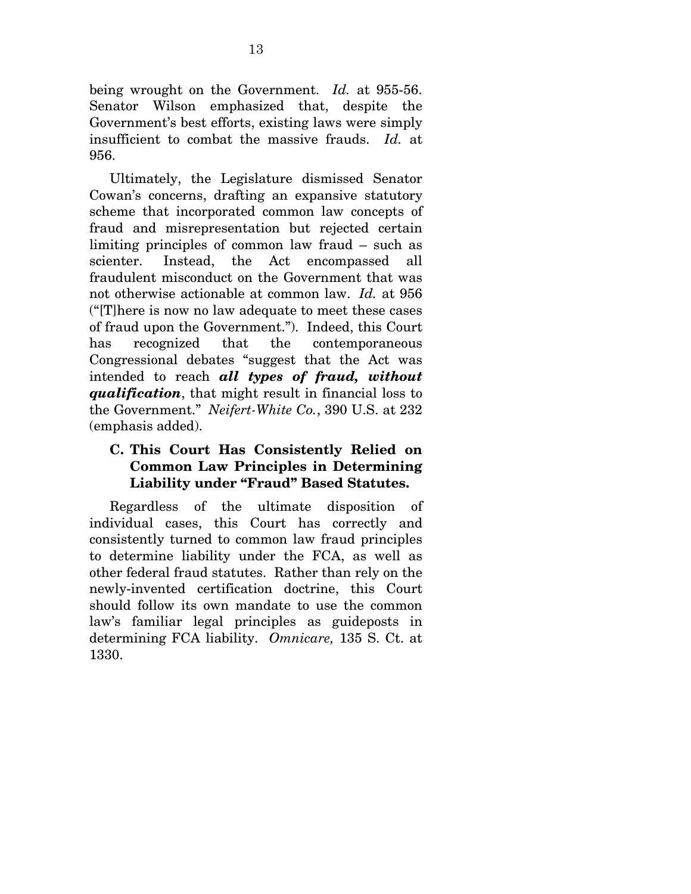being wrought on the Government. *Id.* at 955-56. Senator Wilson emphasized that, despite the Government's best efforts, existing laws were simply insufficient to combat the massive frauds. *Id.* at 956.

Ultimately, the Legislature dismissed Senator Cowan's concerns, drafting an expansive statutory scheme that incorporated common law concepts of fraud and misrepresentation but rejected certain limiting principles of common law fraud – such as scienter. Instead, the Act encompassed all fraudulent misconduct on the Government that was not otherwise actionable at common law. *Id.* at 956 ("[T]here is now no law adequate to meet these cases of fraud upon the Government."). Indeed, this Court has recognized that the contemporaneous Congressional debates "suggest that the Act was intended to reach ***all types of fraud, without qualification***, that might result in financial loss to the Government." *Neifert-White Co.*, 390 U.S. at 232 (emphasis added).

### C. This Court Has Consistently Relied on Common Law Principles in Determining Liability under "Fraud" Based Statutes.

Regardless of the ultimate disposition of individual cases, this Court has correctly and consistently turned to common law fraud principles to determine liability under the FCA, as well as other federal fraud statutes. Rather than rely on the newly-invented certification doctrine, this Court should follow its own mandate to use the common law's familiar legal principles as guideposts in determining FCA liability. *Omnicare,* 135 S. Ct. at 1330.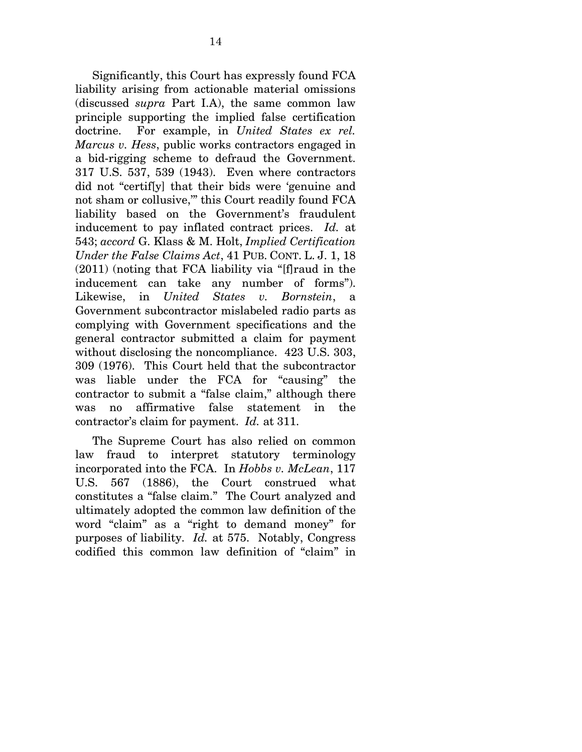Significantly, this Court has expressly found FCA liability arising from actionable material omissions (discussed *supra* Part I.A), the same common law principle supporting the implied false certification doctrine. For example, in *United States ex rel. Marcus v. Hess*, public works contractors engaged in a bid-rigging scheme to defraud the Government. 317 U.S. 537, 539 (1943). Even where contractors did not "certif[y] that their bids were 'genuine and not sham or collusive,'" this Court readily found FCA liability based on the Government's fraudulent inducement to pay inflated contract prices. *Id.* at 543; *accord* G. Klass & M. Holt, *Implied Certification Under the False Claims Act*, 41 PUB. CONT. L. J. 1, 18 (2011) (noting that FCA liability via "[f]raud in the inducement can take any number of forms"). Likewise, in *United States v. Bornstein*, a Government subcontractor mislabeled radio parts as complying with Government specifications and the general contractor submitted a claim for payment without disclosing the noncompliance. 423 U.S. 303, 309 (1976). This Court held that the subcontractor was liable under the FCA for "causing" the contractor to submit a "false claim," although there was no affirmative false statement in the contractor's claim for payment. *Id.* at 311.

The Supreme Court has also relied on common law fraud to interpret statutory terminology incorporated into the FCA. In *Hobbs v. McLean*, 117 U.S. 567 (1886), the Court construed what constitutes a "false claim." The Court analyzed and ultimately adopted the common law definition of the word "claim" as a "right to demand money" for purposes of liability. *Id.* at 575. Notably, Congress codified this common law definition of "claim" in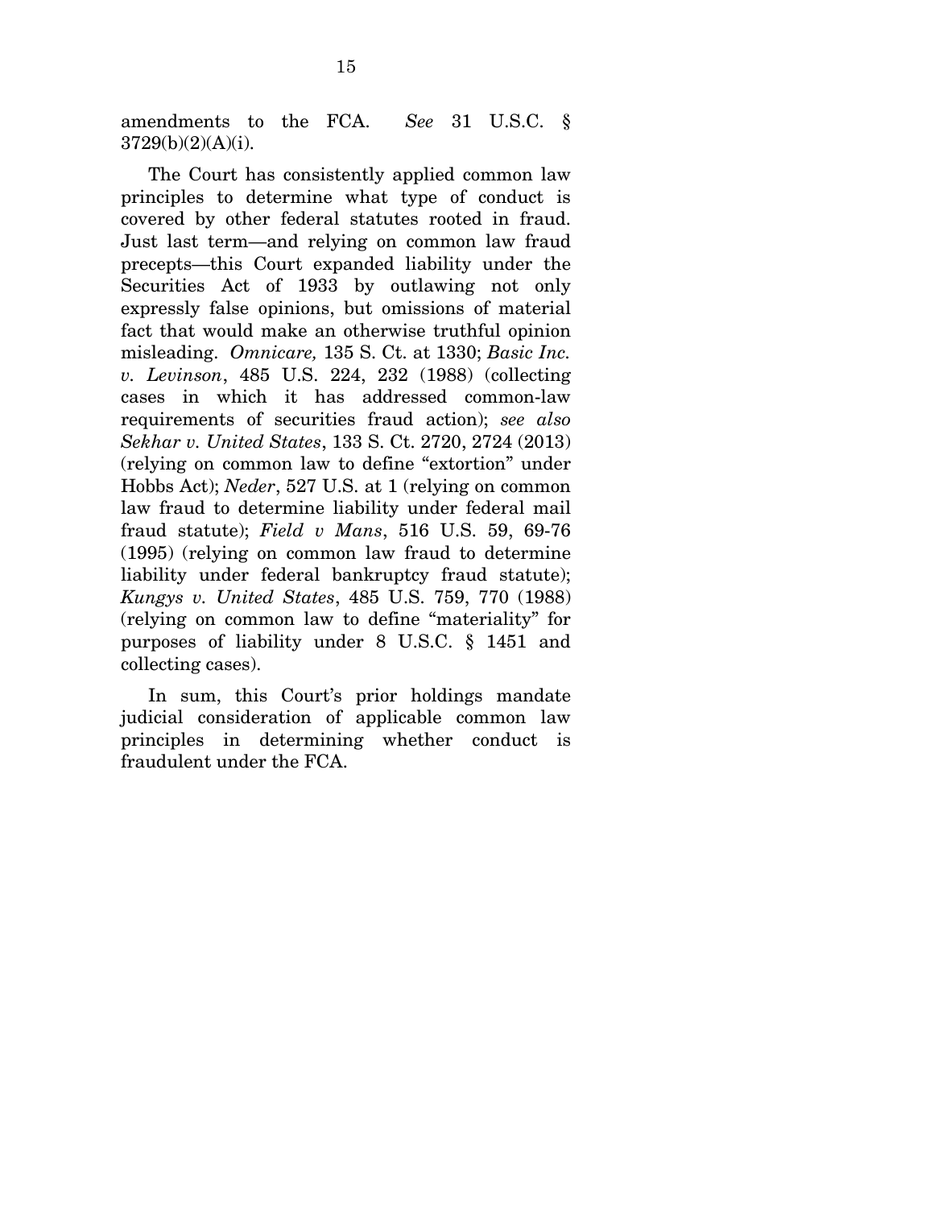amendments to the FCA. *See* 31 U.S.C. § 3729(b)(2)(A)(i).

The Court has consistently applied common law principles to determine what type of conduct is covered by other federal statutes rooted in fraud. Just last term—and relying on common law fraud precepts—this Court expanded liability under the Securities Act of 1933 by outlawing not only expressly false opinions, but omissions of material fact that would make an otherwise truthful opinion misleading. *Omnicare,* 135 S. Ct. at 1330; *Basic Inc. v. Levinson*, 485 U.S. 224, 232 (1988) (collecting cases in which it has addressed common-law requirements of securities fraud action); *see also Sekhar v. United States*, 133 S. Ct. 2720, 2724 (2013) (relying on common law to define "extortion" under Hobbs Act); *Neder*, 527 U.S. at 1 (relying on common law fraud to determine liability under federal mail fraud statute); *Field v Mans*, 516 U.S. 59, 69-76 (1995) (relying on common law fraud to determine liability under federal bankruptcy fraud statute); *Kungys v. United States*, 485 U.S. 759, 770 (1988) (relying on common law to define "materiality" for purposes of liability under 8 U.S.C. § 1451 and collecting cases).

In sum, this Court's prior holdings mandate judicial consideration of applicable common law principles in determining whether conduct is fraudulent under the FCA.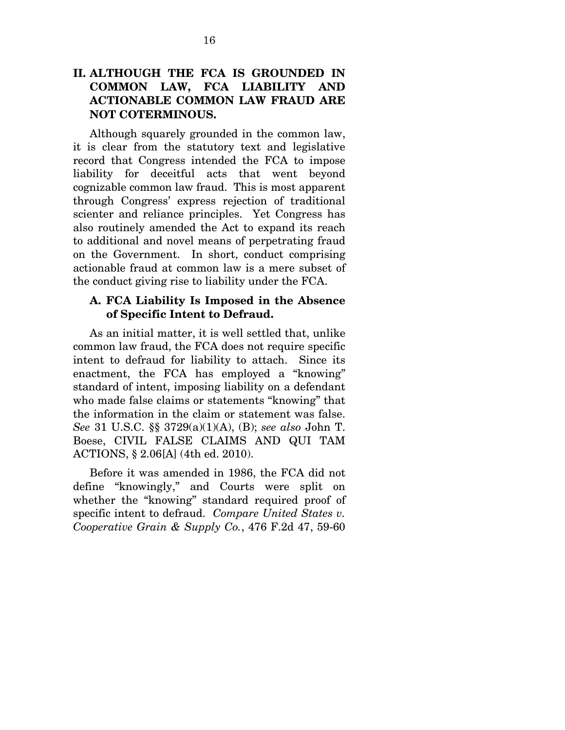## II. ALTHOUGH THE FCA IS GROUNDED IN COMMON LAW, FCA LIABILITY AND ACTIONABLE COMMON LAW FRAUD ARE NOT COTERMINOUS.

Although squarely grounded in the common law, it is clear from the statutory text and legislative record that Congress intended the FCA to impose liability for deceitful acts that went beyond cognizable common law fraud. This is most apparent through Congress' express rejection of traditional scienter and reliance principles. Yet Congress has also routinely amended the Act to expand its reach to additional and novel means of perpetrating fraud on the Government. In short, conduct comprising actionable fraud at common law is a mere subset of the conduct giving rise to liability under the FCA.

### A. FCA Liability Is Imposed in the Absence of Specific Intent to Defraud.

As an initial matter, it is well settled that, unlike common law fraud, the FCA does not require specific intent to defraud for liability to attach. Since its enactment, the FCA has employed a "knowing" standard of intent, imposing liability on a defendant who made false claims or statements "knowing" that the information in the claim or statement was false. *See* 31 U.S.C. §§ 3729(a)(1)(A), (B); *see also* John T. Boese, CIVIL FALSE CLAIMS AND QUI TAM ACTIONS, § 2.06[A] (4th ed. 2010).

Before it was amended in 1986, the FCA did not define "knowingly," and Courts were split on whether the "knowing" standard required proof of specific intent to defraud. *Compare United States v. Cooperative Grain & Supply Co.*, 476 F.2d 47, 59-60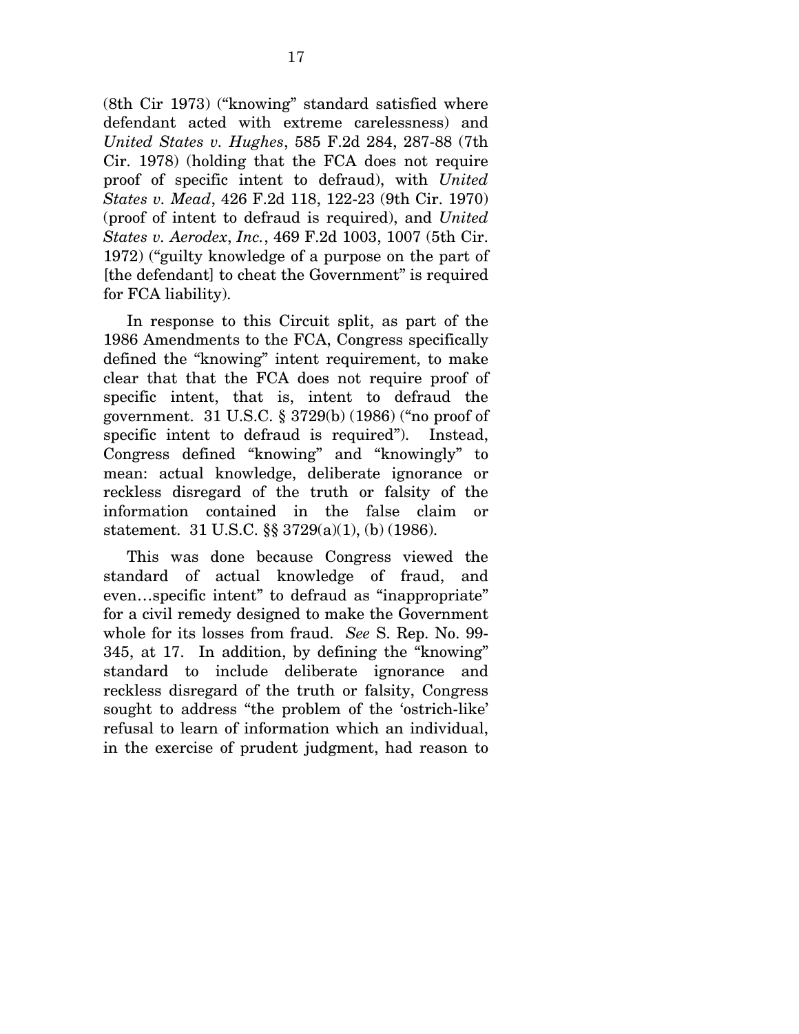(8th Cir 1973) ("knowing" standard satisfied where defendant acted with extreme carelessness) and *United States v. Hughes*, 585 F.2d 284, 287-88 (7th Cir. 1978) (holding that the FCA does not require proof of specific intent to defraud), with *United States v. Mead*, 426 F.2d 118, 122-23 (9th Cir. 1970) (proof of intent to defraud is required), and *United States v. Aerodex, Inc.*, 469 F.2d 1003, 1007 (5th Cir. 1972) ("guilty knowledge of a purpose on the part of [the defendant] to cheat the Government" is required for FCA liability).

In response to this Circuit split, as part of the 1986 Amendments to the FCA, Congress specifically defined the "knowing" intent requirement, to make clear that that the FCA does not require proof of specific intent, that is, intent to defraud the government. 31 U.S.C. § 3729(b) (1986) ("no proof of specific intent to defraud is required"). Instead, Congress defined "knowing" and "knowingly" to mean: actual knowledge, deliberate ignorance or reckless disregard of the truth or falsity of the information contained in the false claim or statement. 31 U.S.C. §§ 3729(a)(1), (b) (1986).

This was done because Congress viewed the standard of actual knowledge of fraud, and even…specific intent" to defraud as "inappropriate" for a civil remedy designed to make the Government whole for its losses from fraud. *See* S. Rep. No. 99-345, at 17. In addition, by defining the "knowing" standard to include deliberate ignorance and reckless disregard of the truth or falsity, Congress sought to address "the problem of the 'ostrich-like' refusal to learn of information which an individual, in the exercise of prudent judgment, had reason to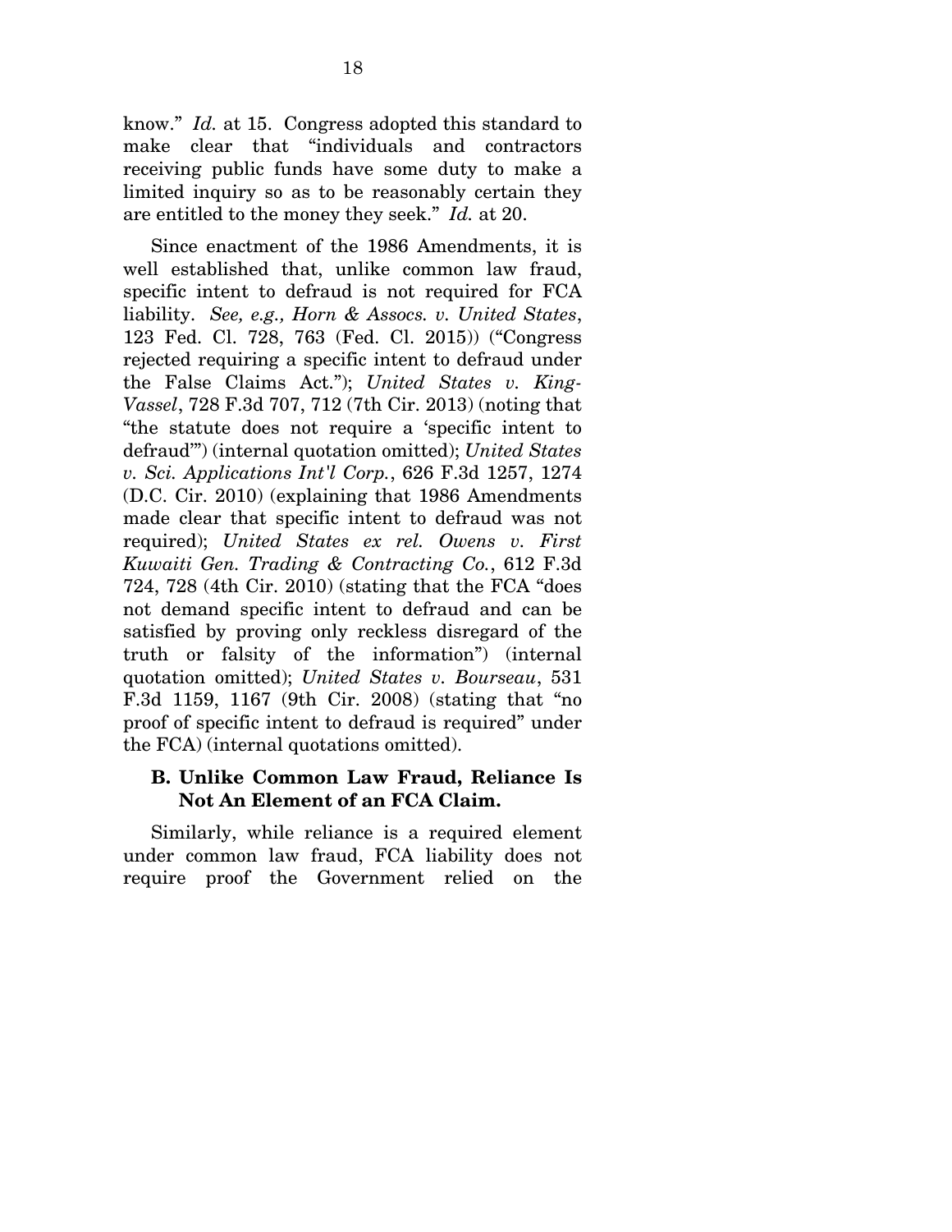know." *Id.* at 15. Congress adopted this standard to make clear that "individuals and contractors receiving public funds have some duty to make a limited inquiry so as to be reasonably certain they are entitled to the money they seek." *Id.* at 20.

Since enactment of the 1986 Amendments, it is well established that, unlike common law fraud, specific intent to defraud is not required for FCA liability. *See, e.g., Horn & Assocs. v. United States*, 123 Fed. Cl. 728, 763 (Fed. Cl. 2015)) ("Congress rejected requiring a specific intent to defraud under the False Claims Act."); *United States v. King-Vassel*, 728 F.3d 707, 712 (7th Cir. 2013) (noting that "the statute does not require a 'specific intent to defraud'") (internal quotation omitted); *United States v. Sci. Applications Int'l Corp.*, 626 F.3d 1257, 1274 (D.C. Cir. 2010) (explaining that 1986 Amendments made clear that specific intent to defraud was not required); *United States ex rel. Owens v. First Kuwaiti Gen. Trading & Contracting Co.*, 612 F.3d 724, 728 (4th Cir. 2010) (stating that the FCA "does not demand specific intent to defraud and can be satisfied by proving only reckless disregard of the truth or falsity of the information") (internal quotation omitted); *United States v. Bourseau*, 531 F.3d 1159, 1167 (9th Cir. 2008) (stating that "no proof of specific intent to defraud is required" under the FCA) (internal quotations omitted).

### B. Unlike Common Law Fraud, Reliance Is Not An Element of an FCA Claim.

Similarly, while reliance is a required element under common law fraud, FCA liability does not require proof the Government relied on the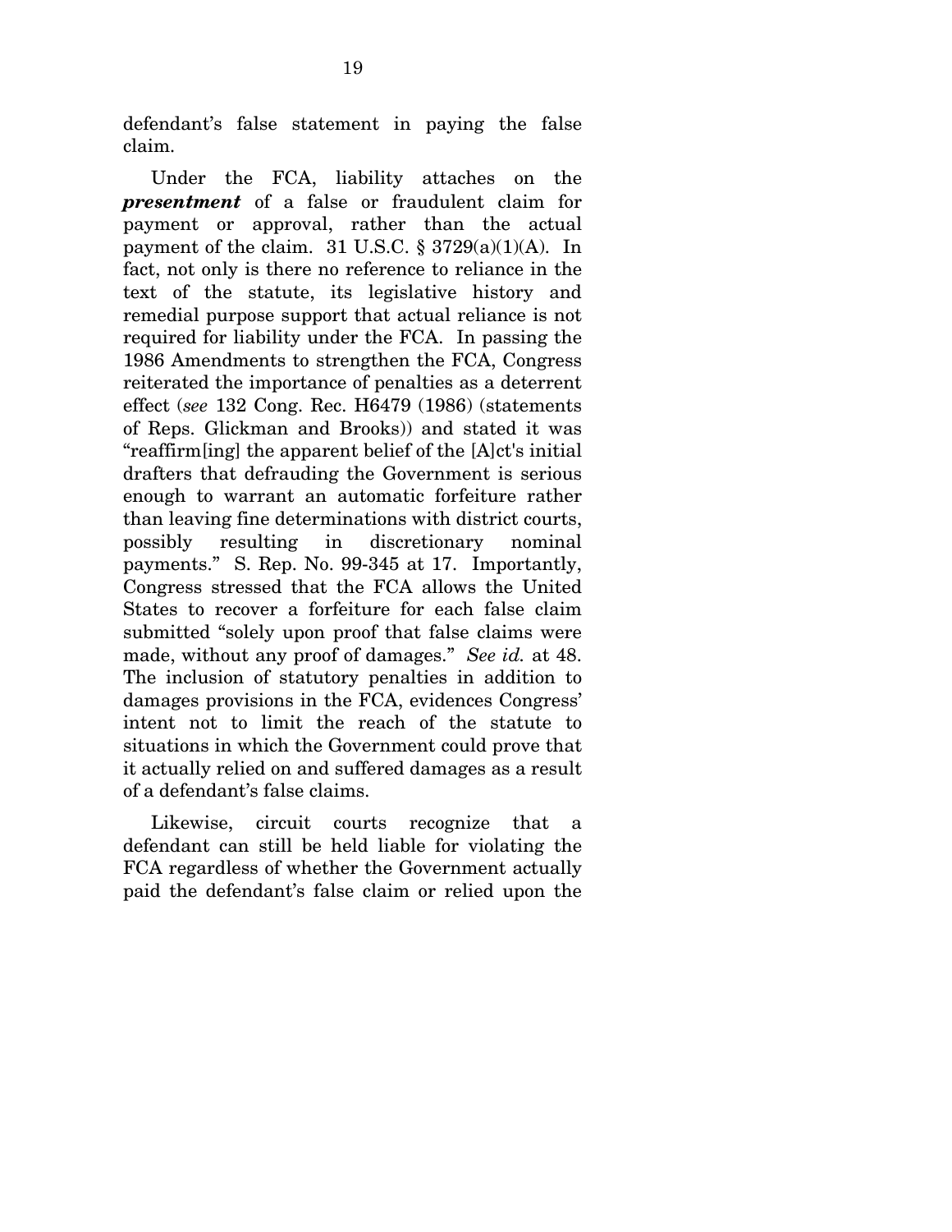defendant's false statement in paying the false claim.

Under the FCA, liability attaches on the ***presentment*** of a false or fraudulent claim for payment or approval, rather than the actual payment of the claim. 31 U.S.C. § 3729(a)(1)(A). In fact, not only is there no reference to reliance in the text of the statute, its legislative history and remedial purpose support that actual reliance is not required for liability under the FCA. In passing the 1986 Amendments to strengthen the FCA, Congress reiterated the importance of penalties as a deterrent effect (*see* 132 Cong. Rec. H6479 (1986) (statements of Reps. Glickman and Brooks)) and stated it was "reaffirm[ing] the apparent belief of the [A]ct's initial drafters that defrauding the Government is serious enough to warrant an automatic forfeiture rather than leaving fine determinations with district courts, possibly resulting in discretionary nominal payments." S. Rep. No. 99-345 at 17. Importantly, Congress stressed that the FCA allows the United States to recover a forfeiture for each false claim submitted "solely upon proof that false claims were made, without any proof of damages." *See id.* at 48. The inclusion of statutory penalties in addition to damages provisions in the FCA, evidences Congress' intent not to limit the reach of the statute to situations in which the Government could prove that it actually relied on and suffered damages as a result of a defendant's false claims.

Likewise, circuit courts recognize that a defendant can still be held liable for violating the FCA regardless of whether the Government actually paid the defendant's false claim or relied upon the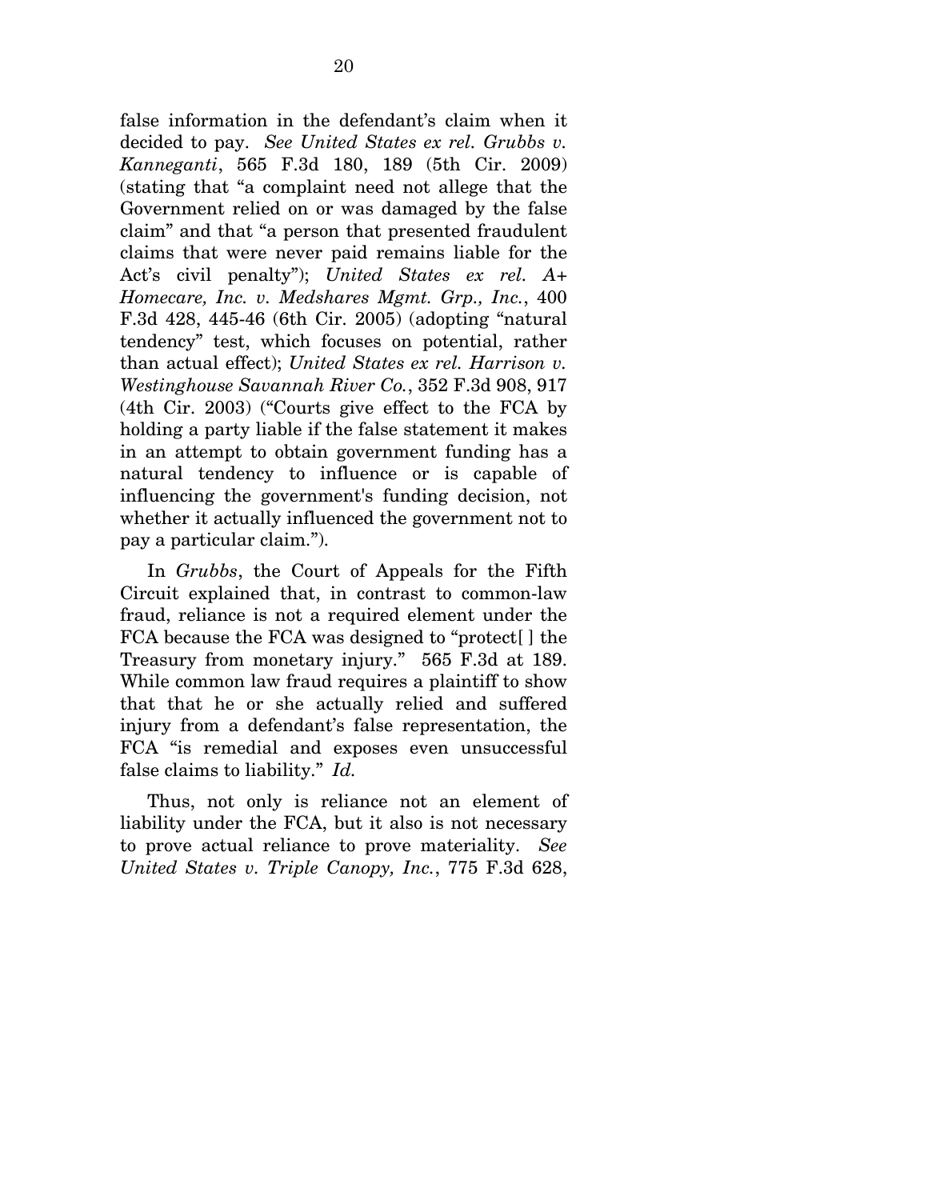false information in the defendant's claim when it decided to pay. *See United States ex rel. Grubbs v. Kanneganti*, 565 F.3d 180, 189 (5th Cir. 2009) (stating that "a complaint need not allege that the Government relied on or was damaged by the false claim" and that "a person that presented fraudulent claims that were never paid remains liable for the Act's civil penalty"); *United States ex rel. A+ Homecare, Inc. v. Medshares Mgmt. Grp., Inc.*, 400 F.3d 428, 445-46 (6th Cir. 2005) (adopting "natural tendency" test, which focuses on potential, rather than actual effect); *United States ex rel. Harrison v. Westinghouse Savannah River Co.*, 352 F.3d 908, 917 (4th Cir. 2003) ("Courts give effect to the FCA by holding a party liable if the false statement it makes in an attempt to obtain government funding has a natural tendency to influence or is capable of influencing the government's funding decision, not whether it actually influenced the government not to pay a particular claim.").

In *Grubbs*, the Court of Appeals for the Fifth Circuit explained that, in contrast to common-law fraud, reliance is not a required element under the FCA because the FCA was designed to "protect[ ] the Treasury from monetary injury." 565 F.3d at 189. While common law fraud requires a plaintiff to show that that he or she actually relied and suffered injury from a defendant's false representation, the FCA "is remedial and exposes even unsuccessful false claims to liability." *Id.*

Thus, not only is reliance not an element of liability under the FCA, but it also is not necessary to prove actual reliance to prove materiality. *See United States v. Triple Canopy, Inc.*, 775 F.3d 628,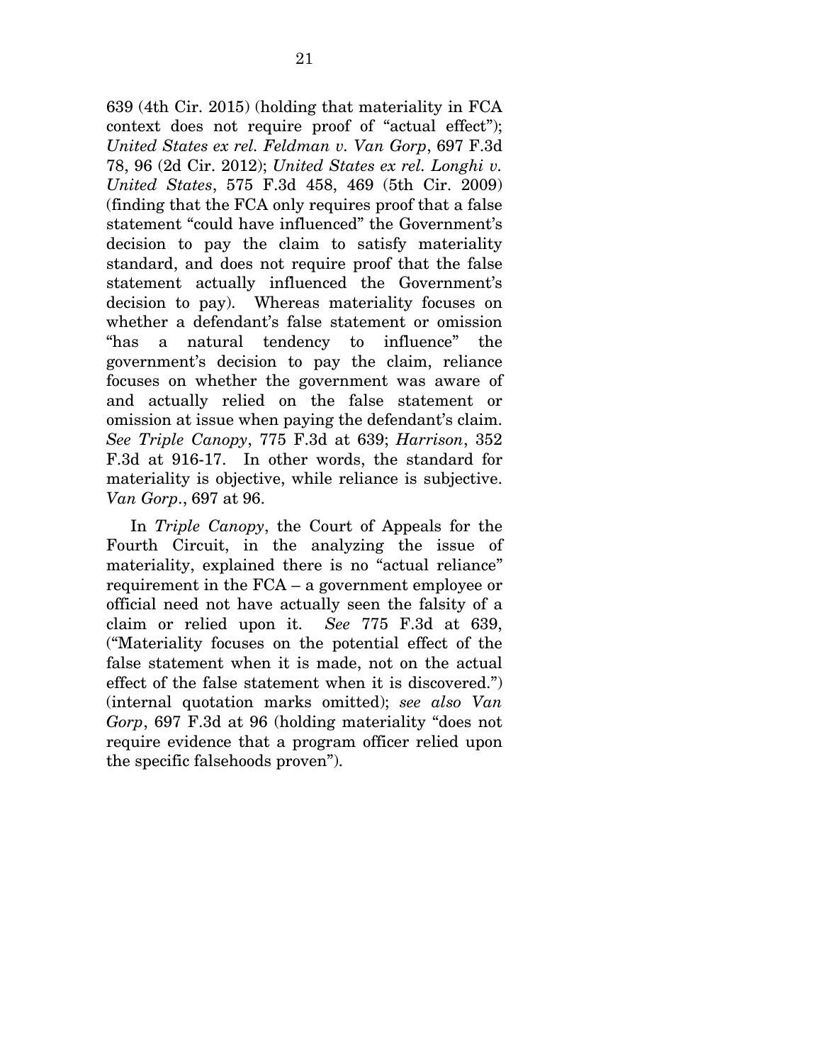639 (4th Cir. 2015) (holding that materiality in FCA context does not require proof of "actual effect"); *United States ex rel. Feldman v. Van Gorp*, 697 F.3d 78, 96 (2d Cir. 2012); *United States ex rel. Longhi v. United States*, 575 F.3d 458, 469 (5th Cir. 2009) (finding that the FCA only requires proof that a false statement "could have influenced" the Government's decision to pay the claim to satisfy materiality standard, and does not require proof that the false statement actually influenced the Government's decision to pay). Whereas materiality focuses on whether a defendant's false statement or omission "has a natural tendency to influence" the government's decision to pay the claim, reliance focuses on whether the government was aware of and actually relied on the false statement or omission at issue when paying the defendant's claim. *See Triple Canopy*, 775 F.3d at 639; *Harrison*, 352 F.3d at 916-17. In other words, the standard for materiality is objective, while reliance is subjective. *Van Gorp.*, 697 at 96.

In *Triple Canopy*, the Court of Appeals for the Fourth Circuit, in the analyzing the issue of materiality, explained there is no "actual reliance" requirement in the FCA – a government employee or official need not have actually seen the falsity of a claim or relied upon it. *See* 775 F.3d at 639, ("Materiality focuses on the potential effect of the false statement when it is made, not on the actual effect of the false statement when it is discovered.") (internal quotation marks omitted); *see also Van Gorp*, 697 F.3d at 96 (holding materiality "does not require evidence that a program officer relied upon the specific falsehoods proven").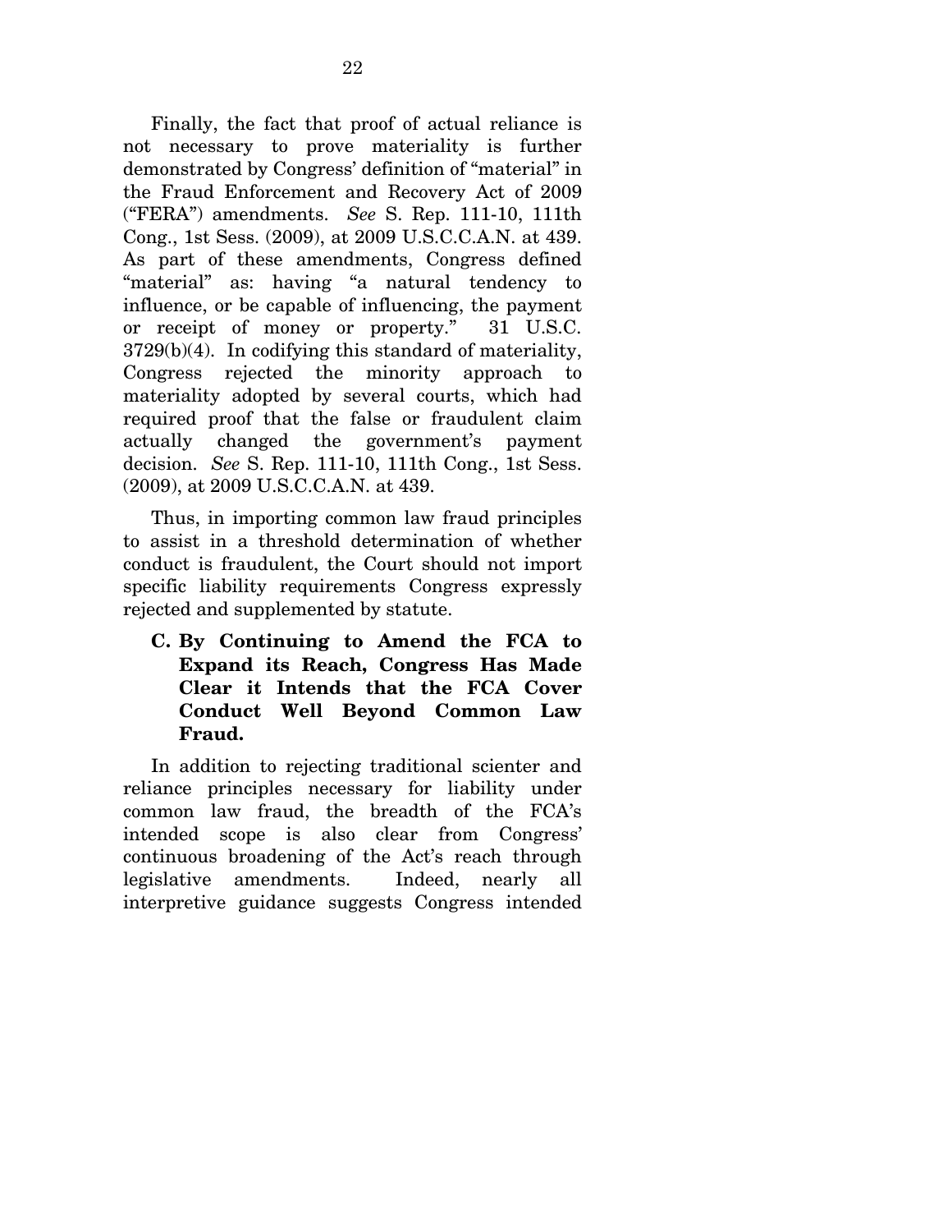Finally, the fact that proof of actual reliance is not necessary to prove materiality is further demonstrated by Congress' definition of "material" in the Fraud Enforcement and Recovery Act of 2009 ("FERA") amendments. *See* S. Rep. 111-10, 111th Cong., 1st Sess. (2009), at 2009 U.S.C.C.A.N. at 439. As part of these amendments, Congress defined "material" as: having "a natural tendency to influence, or be capable of influencing, the payment or receipt of money or property." 31 U.S.C. 3729(b)(4). In codifying this standard of materiality, Congress rejected the minority approach to materiality adopted by several courts, which had required proof that the false or fraudulent claim actually changed the government's payment decision. *See* S. Rep. 111-10, 111th Cong., 1st Sess. (2009), at 2009 U.S.C.C.A.N. at 439.

Thus, in importing common law fraud principles to assist in a threshold determination of whether conduct is fraudulent, the Court should not import specific liability requirements Congress expressly rejected and supplemented by statute.

### C. By Continuing to Amend the FCA to Expand its Reach, Congress Has Made Clear it Intends that the FCA Cover Conduct Well Beyond Common Law Fraud.

In addition to rejecting traditional scienter and reliance principles necessary for liability under common law fraud, the breadth of the FCA's intended scope is also clear from Congress' continuous broadening of the Act's reach through legislative amendments. Indeed, nearly all interpretive guidance suggests Congress intended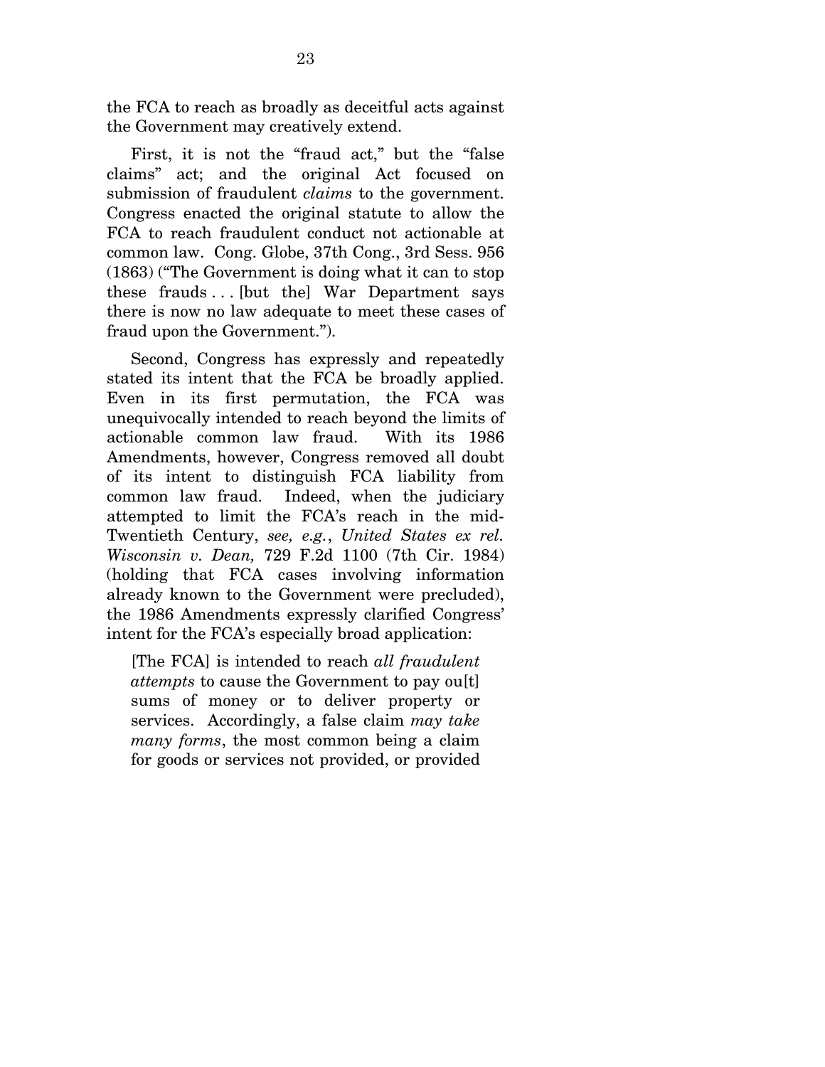the FCA to reach as broadly as deceitful acts against the Government may creatively extend.

First, it is not the "fraud act," but the "false claims" act; and the original Act focused on submission of fraudulent *claims* to the government. Congress enacted the original statute to allow the FCA to reach fraudulent conduct not actionable at common law. Cong. Globe, 37th Cong., 3rd Sess. 956 (1863) ("The Government is doing what it can to stop these frauds . . . [but the] War Department says there is now no law adequate to meet these cases of fraud upon the Government.").

Second, Congress has expressly and repeatedly stated its intent that the FCA be broadly applied. Even in its first permutation, the FCA was unequivocally intended to reach beyond the limits of actionable common law fraud. With its 1986 Amendments, however, Congress removed all doubt of its intent to distinguish FCA liability from common law fraud. Indeed, when the judiciary attempted to limit the FCA's reach in the mid-Twentieth Century, *see, e.g.*, *United States ex rel. Wisconsin v. Dean,* 729 F.2d 1100 (7th Cir. 1984) (holding that FCA cases involving information already known to the Government were precluded), the 1986 Amendments expressly clarified Congress' intent for the FCA's especially broad application:

> [The FCA] is intended to reach *all fraudulent attempts* to cause the Government to pay ou[t] sums of money or to deliver property or services. Accordingly, a false claim *may take many forms*, the most common being a claim for goods or services not provided, or provided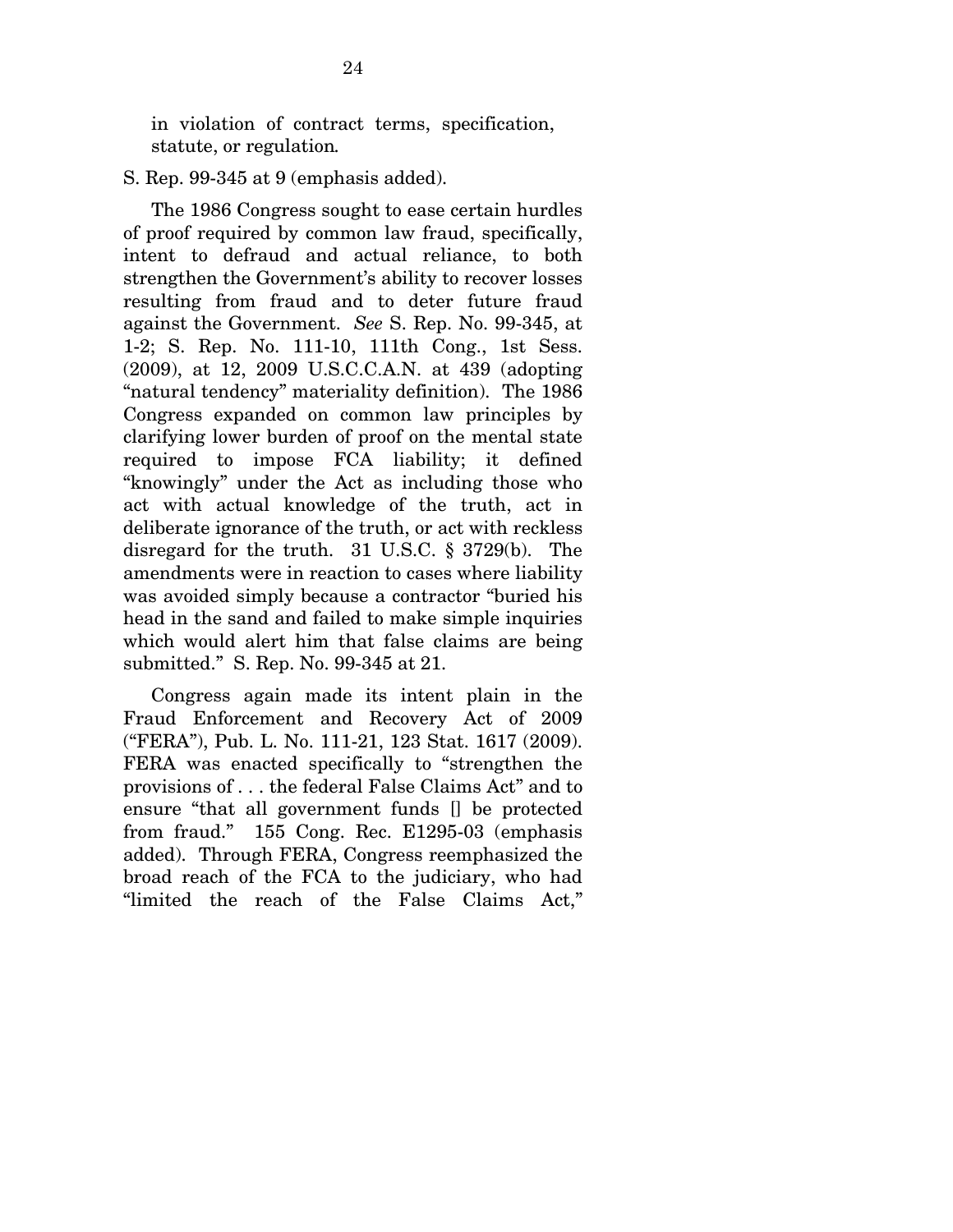in violation of contract terms, specification, statute, or regulation.

S. Rep. 99-345 at 9 (emphasis added).

The 1986 Congress sought to ease certain hurdles of proof required by common law fraud, specifically, intent to defraud and actual reliance, to both strengthen the Government's ability to recover losses resulting from fraud and to deter future fraud against the Government. *See* S. Rep. No. 99-345, at 1-2; S. Rep. No. 111-10, 111th Cong., 1st Sess. (2009), at 12, 2009 U.S.C.C.A.N. at 439 (adopting "natural tendency" materiality definition). The 1986 Congress expanded on common law principles by clarifying lower burden of proof on the mental state required to impose FCA liability; it defined "knowingly" under the Act as including those who act with actual knowledge of the truth, act in deliberate ignorance of the truth, or act with reckless disregard for the truth. 31 U.S.C. § 3729(b). The amendments were in reaction to cases where liability was avoided simply because a contractor "buried his head in the sand and failed to make simple inquiries which would alert him that false claims are being submitted." S. Rep. No. 99-345 at 21.

Congress again made its intent plain in the Fraud Enforcement and Recovery Act of 2009 ("FERA"), Pub. L. No. 111-21, 123 Stat. 1617 (2009). FERA was enacted specifically to "strengthen the provisions of . . . the federal False Claims Act" and to ensure "that all government funds [] be protected from fraud." 155 Cong. Rec. E1295-03 (emphasis added). Through FERA, Congress reemphasized the broad reach of the FCA to the judiciary, who had "limited the reach of the False Claims Act,"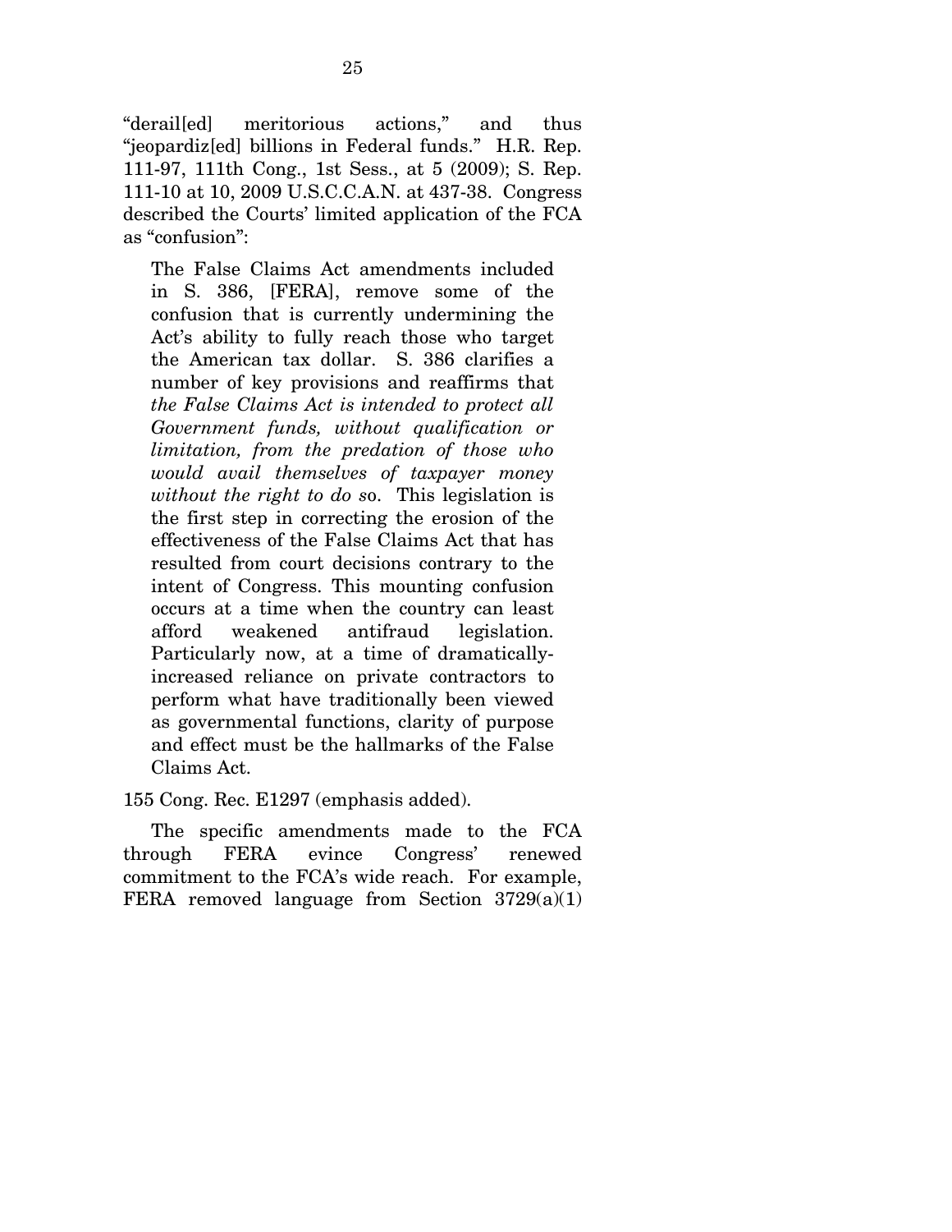"derail[ed] meritorious actions," and thus "jeopardiz[ed] billions in Federal funds." H.R. Rep. 111-97, 111th Cong., 1st Sess., at 5 (2009); S. Rep. 111-10 at 10, 2009 U.S.C.C.A.N. at 437-38. Congress described the Courts' limited application of the FCA as "confusion":

> The False Claims Act amendments included in S. 386, [FERA], remove some of the confusion that is currently undermining the Act's ability to fully reach those who target the American tax dollar. S. 386 clarifies a number of key provisions and reaffirms that *the False Claims Act is intended to protect all Government funds, without qualification or limitation, from the predation of those who would avail themselves of taxpayer money without the right to do s*o. This legislation is the first step in correcting the erosion of the effectiveness of the False Claims Act that has resulted from court decisions contrary to the intent of Congress. This mounting confusion occurs at a time when the country can least afford weakened antifraud legislation. Particularly now, at a time of dramatically-increased reliance on private contractors to perform what have traditionally been viewed as governmental functions, clarity of purpose and effect must be the hallmarks of the False Claims Act.

155 Cong. Rec. E1297 (emphasis added).

The specific amendments made to the FCA through FERA evince Congress' renewed commitment to the FCA's wide reach. For example, FERA removed language from Section 3729(a)(1)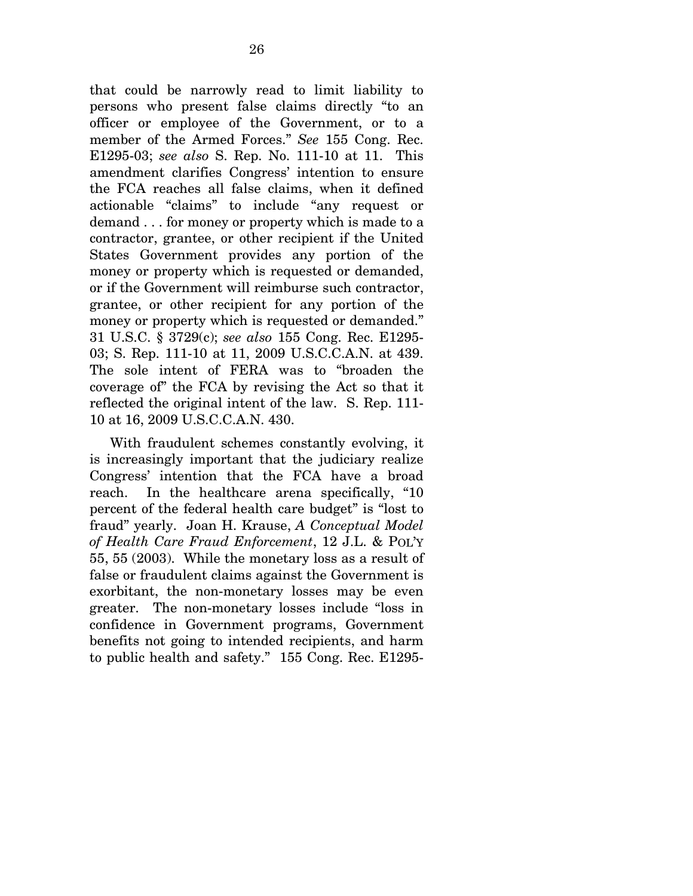that could be narrowly read to limit liability to persons who present false claims directly "to an officer or employee of the Government, or to a member of the Armed Forces." *See* 155 Cong. Rec. E1295-03; *see also* S. Rep. No. 111-10 at 11. This amendment clarifies Congress' intention to ensure the FCA reaches all false claims, when it defined actionable "claims" to include "any request or demand . . . for money or property which is made to a contractor, grantee, or other recipient if the United States Government provides any portion of the money or property which is requested or demanded, or if the Government will reimburse such contractor, grantee, or other recipient for any portion of the money or property which is requested or demanded." 31 U.S.C. § 3729(c); *see also* 155 Cong. Rec. E1295-03; S. Rep. 111-10 at 11, 2009 U.S.C.C.A.N. at 439. The sole intent of FERA was to "broaden the coverage of" the FCA by revising the Act so that it reflected the original intent of the law. S. Rep. 111-10 at 16, 2009 U.S.C.C.A.N. 430.

With fraudulent schemes constantly evolving, it is increasingly important that the judiciary realize Congress' intention that the FCA have a broad reach. In the healthcare arena specifically, "10 percent of the federal health care budget" is "lost to fraud" yearly. Joan H. Krause, *A Conceptual Model of Health Care Fraud Enforcement*, 12 J.L. & POL'Y 55, 55 (2003). While the monetary loss as a result of false or fraudulent claims against the Government is exorbitant, the non-monetary losses may be even greater. The non-monetary losses include "loss in confidence in Government programs, Government benefits not going to intended recipients, and harm to public health and safety." 155 Cong. Rec. E1295-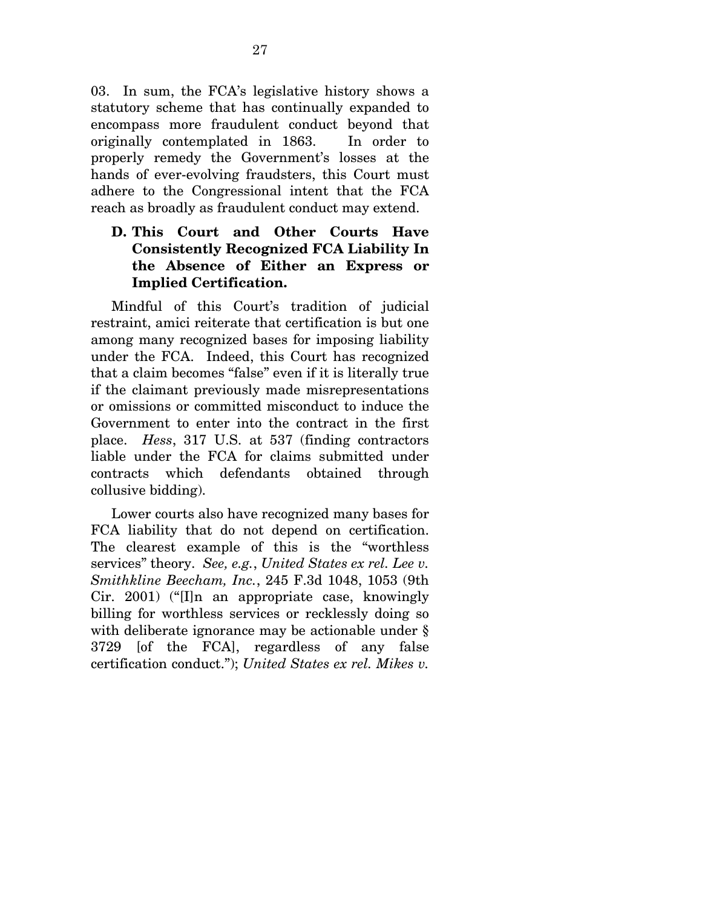03. In sum, the FCA's legislative history shows a statutory scheme that has continually expanded to encompass more fraudulent conduct beyond that originally contemplated in 1863. In order to properly remedy the Government's losses at the hands of ever-evolving fraudsters, this Court must adhere to the Congressional intent that the FCA reach as broadly as fraudulent conduct may extend.

### D. This Court and Other Courts Have Consistently Recognized FCA Liability In the Absence of Either an Express or Implied Certification.

Mindful of this Court's tradition of judicial restraint, amici reiterate that certification is but one among many recognized bases for imposing liability under the FCA. Indeed, this Court has recognized that a claim becomes "false" even if it is literally true if the claimant previously made misrepresentations or omissions or committed misconduct to induce the Government to enter into the contract in the first place. *Hess*, 317 U.S. at 537 (finding contractors liable under the FCA for claims submitted under contracts which defendants obtained through collusive bidding).

Lower courts also have recognized many bases for FCA liability that do not depend on certification. The clearest example of this is the "worthless services" theory. *See, e.g.*, *United States ex rel. Lee v. Smithkline Beecham, Inc.*, 245 F.3d 1048, 1053 (9th Cir. 2001) ("[I]n an appropriate case, knowingly billing for worthless services or recklessly doing so with deliberate ignorance may be actionable under § 3729 [of the FCA], regardless of any false certification conduct."); *United States ex rel. Mikes v.*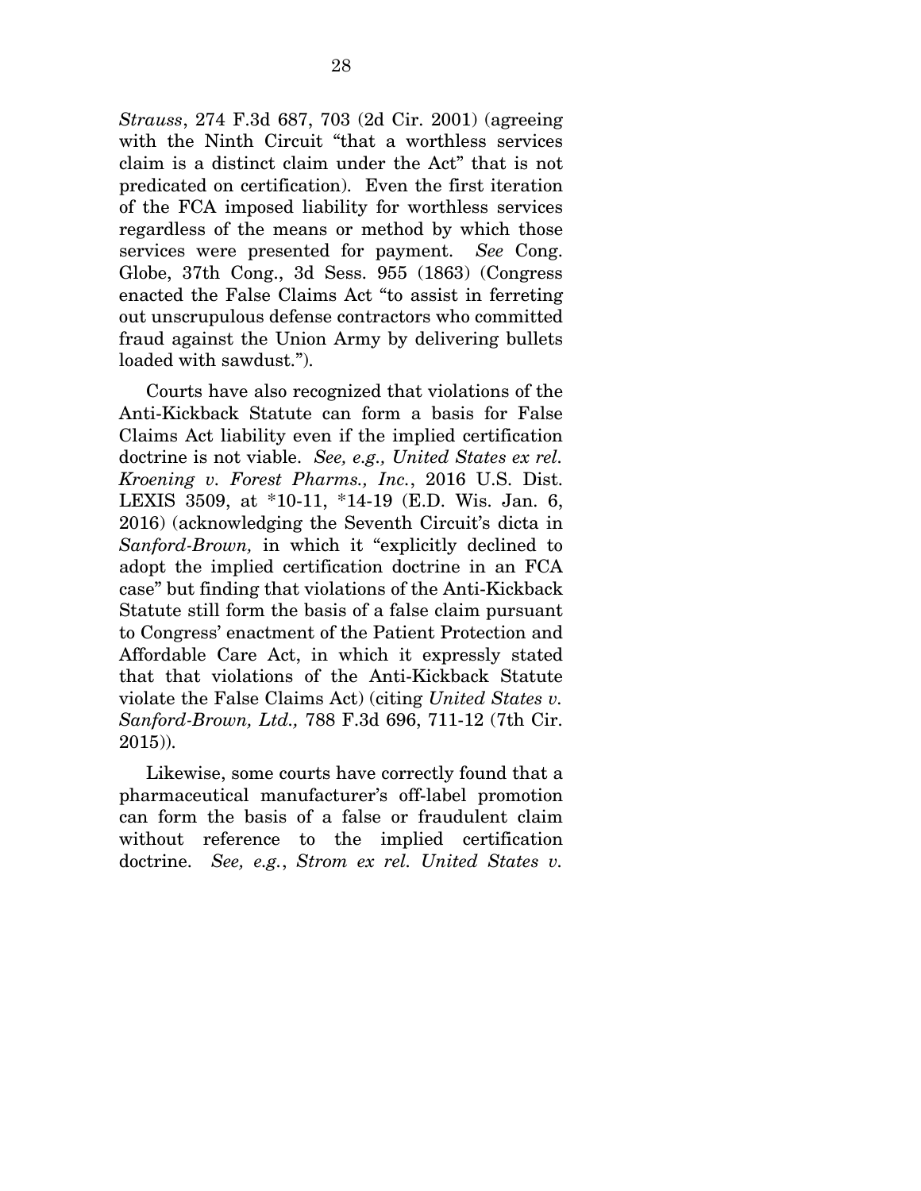*Strauss*, 274 F.3d 687, 703 (2d Cir. 2001) (agreeing with the Ninth Circuit "that a worthless services claim is a distinct claim under the Act" that is not predicated on certification). Even the first iteration of the FCA imposed liability for worthless services regardless of the means or method by which those services were presented for payment. *See* Cong. Globe, 37th Cong., 3d Sess. 955 (1863) (Congress enacted the False Claims Act "to assist in ferreting out unscrupulous defense contractors who committed fraud against the Union Army by delivering bullets loaded with sawdust.").

Courts have also recognized that violations of the Anti-Kickback Statute can form a basis for False Claims Act liability even if the implied certification doctrine is not viable. *See, e.g., United States ex rel. Kroening v. Forest Pharms., Inc.*, 2016 U.S. Dist. LEXIS 3509, at *10-11, *14-19 (E.D. Wis. Jan. 6, 2016) (acknowledging the Seventh Circuit's dicta in *Sanford-Brown,* in which it "explicitly declined to adopt the implied certification doctrine in an FCA case" but finding that violations of the Anti-Kickback Statute still form the basis of a false claim pursuant to Congress' enactment of the Patient Protection and Affordable Care Act, in which it expressly stated that that violations of the Anti-Kickback Statute violate the False Claims Act) (citing *United States v. Sanford-Brown, Ltd.,* 788 F.3d 696, 711-12 (7th Cir. 2015)).

Likewise, some courts have correctly found that a pharmaceutical manufacturer's off-label promotion can form the basis of a false or fraudulent claim without reference to the implied certification doctrine. *See, e.g.*, *Strom ex rel. United States v.*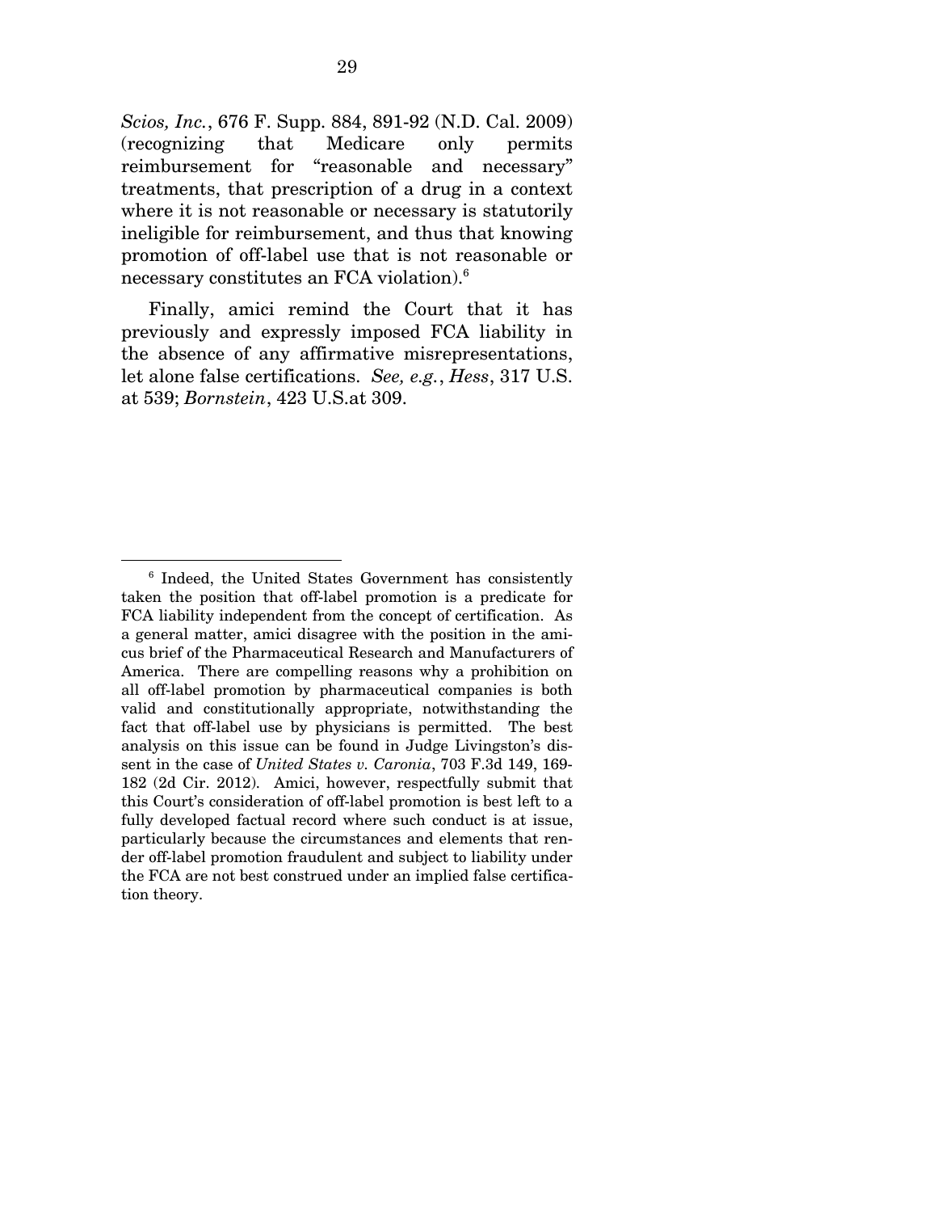*Scios, Inc.*, 676 F. Supp. 884, 891-92 (N.D. Cal. 2009) (recognizing that Medicare only permits reimbursement for "reasonable and necessary" treatments, that prescription of a drug in a context where it is not reasonable or necessary is statutorily ineligible for reimbursement, and thus that knowing promotion of off-label use that is not reasonable or necessary constitutes an FCA violation).[6]

Finally, amici remind the Court that it has previously and expressly imposed FCA liability in the absence of any affirmative misrepresentations, let alone false certifications. *See, e.g.*, *Hess*, 317 U.S. at 539; *Bornstein*, 423 U.S.at 309.

---

[6] Indeed, the United States Government has consistently taken the position that off-label promotion is a predicate for FCA liability independent from the concept of certification. As a general matter, amici disagree with the position in the amicus brief of the Pharmaceutical Research and Manufacturers of America. There are compelling reasons why a prohibition on all off-label promotion by pharmaceutical companies is both valid and constitutionally appropriate, notwithstanding the fact that off-label use by physicians is permitted. The best analysis on this issue can be found in Judge Livingston's dissent in the case of *United States v. Caronia*, 703 F.3d 149, 169-182 (2d Cir. 2012). Amici, however, respectfully submit that this Court's consideration of off-label promotion is best left to a fully developed factual record where such conduct is at issue, particularly because the circumstances and elements that render off-label promotion fraudulent and subject to liability under the FCA are not best construed under an implied false certification theory.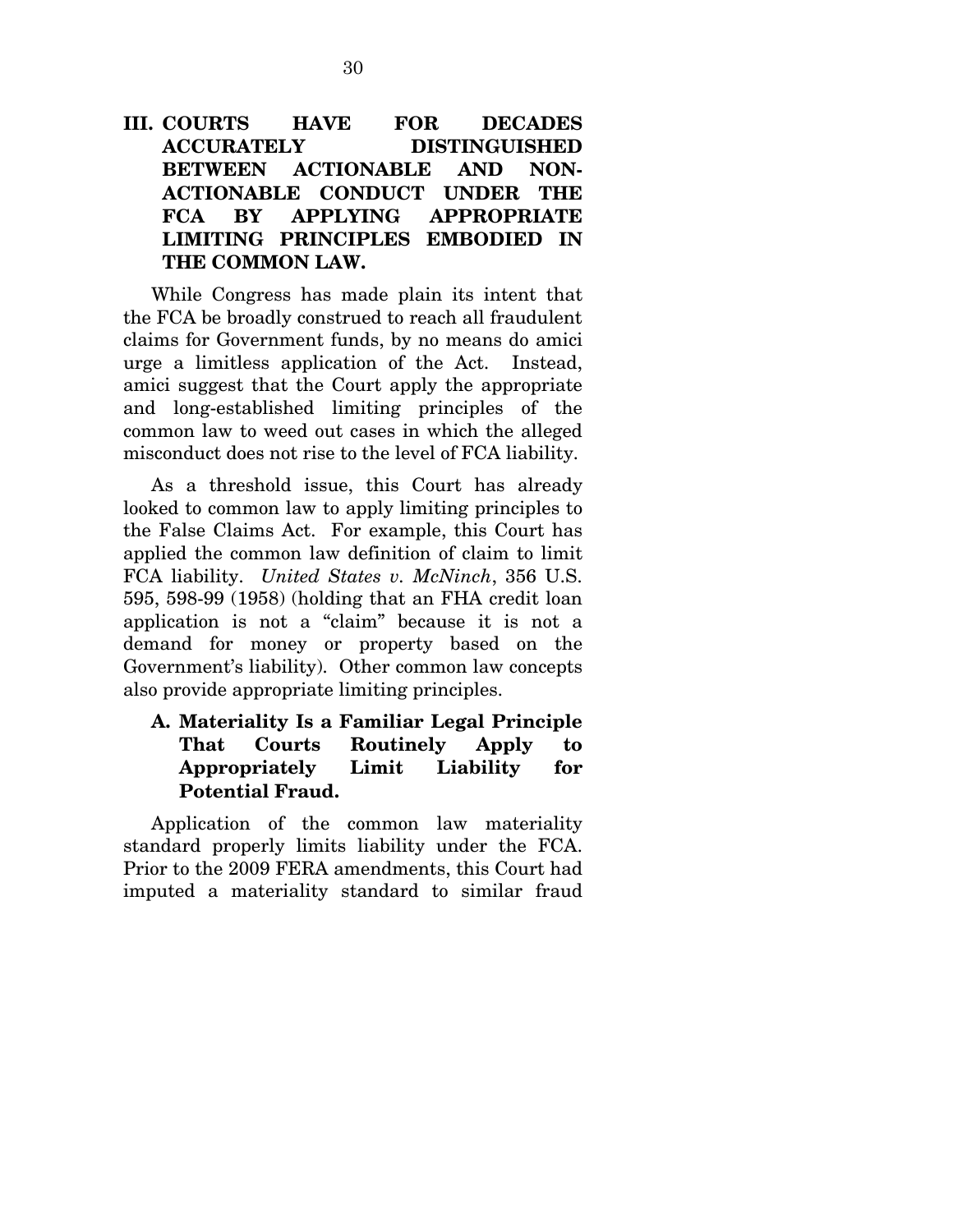## III. COURTS HAVE FOR DECADES ACCURATELY DISTINGUISHED BETWEEN ACTIONABLE AND NON-ACTIONABLE CONDUCT UNDER THE FCA BY APPLYING APPROPRIATE LIMITING PRINCIPLES EMBODIED IN THE COMMON LAW.

While Congress has made plain its intent that the FCA be broadly construed to reach all fraudulent claims for Government funds, by no means do amici urge a limitless application of the Act. Instead, amici suggest that the Court apply the appropriate and long-established limiting principles of the common law to weed out cases in which the alleged misconduct does not rise to the level of FCA liability.

As a threshold issue, this Court has already looked to common law to apply limiting principles to the False Claims Act. For example, this Court has applied the common law definition of claim to limit FCA liability. *United States v. McNinch*, 356 U.S. 595, 598-99 (1958) (holding that an FHA credit loan application is not a "claim" because it is not a demand for money or property based on the Government's liability). Other common law concepts also provide appropriate limiting principles.

### A. Materiality Is a Familiar Legal Principle That Courts Routinely Apply to Appropriately Limit Liability for Potential Fraud.

Application of the common law materiality standard properly limits liability under the FCA. Prior to the 2009 FERA amendments, this Court had imputed a materiality standard to similar fraud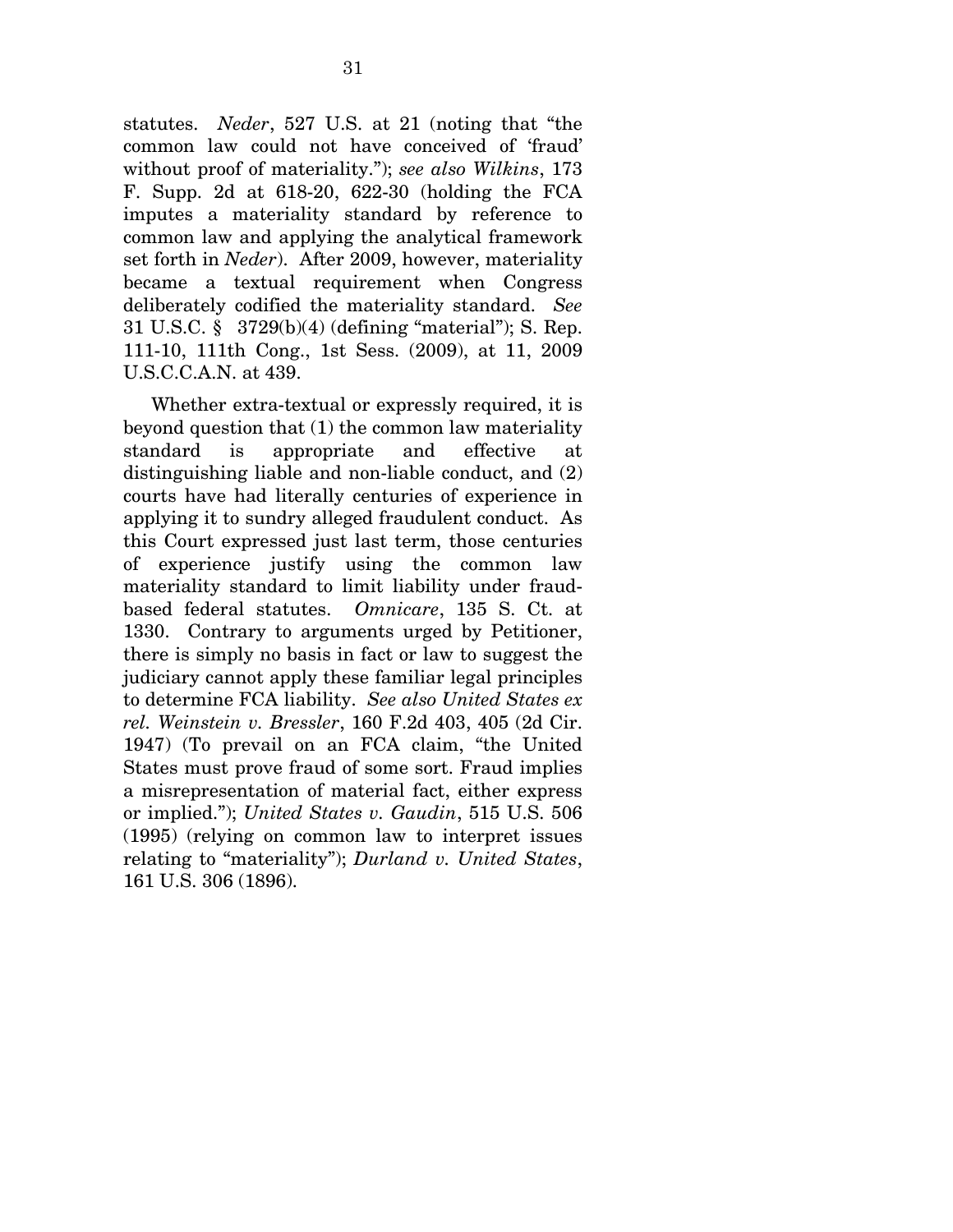statutes. *Neder*, 527 U.S. at 21 (noting that "the common law could not have conceived of 'fraud' without proof of materiality."); *see also Wilkins*, 173 F. Supp. 2d at 618-20, 622-30 (holding the FCA imputes a materiality standard by reference to common law and applying the analytical framework set forth in *Neder*). After 2009, however, materiality became a textual requirement when Congress deliberately codified the materiality standard. *See* 31 U.S.C. § 3729(b)(4) (defining "material"); S. Rep. 111-10, 111th Cong., 1st Sess. (2009), at 11, 2009 U.S.C.C.A.N. at 439.

Whether extra-textual or expressly required, it is beyond question that (1) the common law materiality standard is appropriate and effective at distinguishing liable and non-liable conduct, and (2) courts have had literally centuries of experience in applying it to sundry alleged fraudulent conduct. As this Court expressed just last term, those centuries of experience justify using the common law materiality standard to limit liability under fraud-based federal statutes. *Omnicare*, 135 S. Ct. at 1330. Contrary to arguments urged by Petitioner, there is simply no basis in fact or law to suggest the judiciary cannot apply these familiar legal principles to determine FCA liability. *See also United States ex rel. Weinstein v. Bressler*, 160 F.2d 403, 405 (2d Cir. 1947) (To prevail on an FCA claim, "the United States must prove fraud of some sort. Fraud implies a misrepresentation of material fact, either express or implied."); *United States v. Gaudin*, 515 U.S. 506 (1995) (relying on common law to interpret issues relating to "materiality"); *Durland v. United States*, 161 U.S. 306 (1896).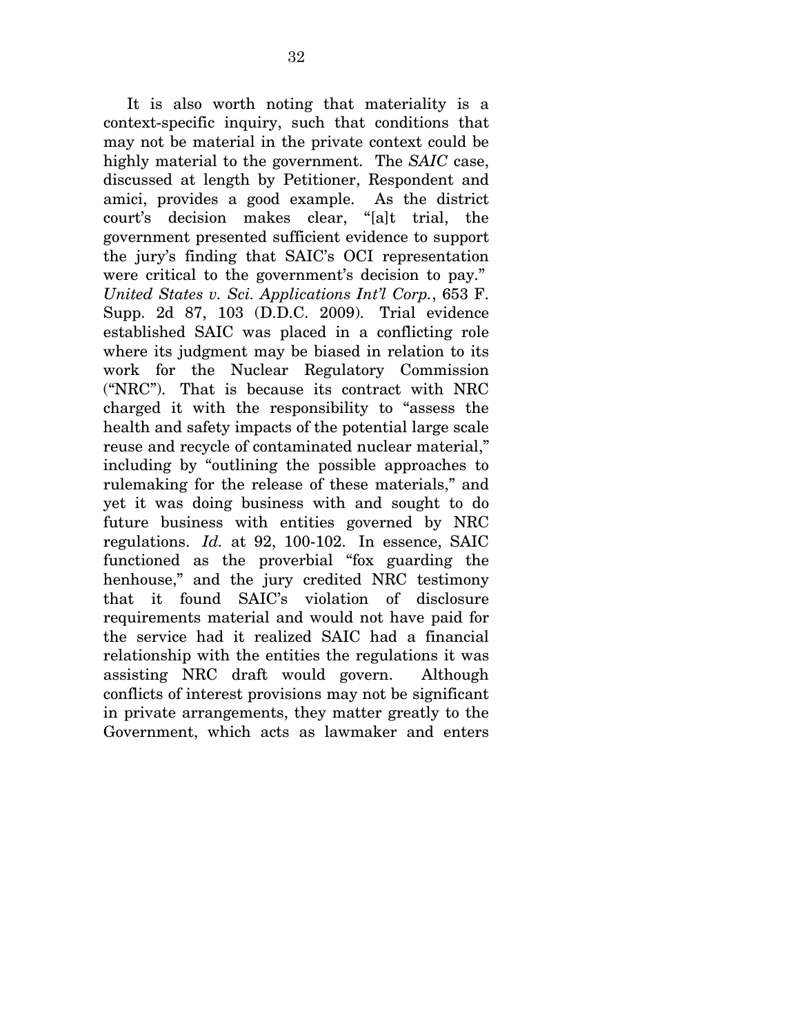It is also worth noting that materiality is a context-specific inquiry, such that conditions that may not be material in the private context could be highly material to the government. The *SAIC* case, discussed at length by Petitioner, Respondent and amici, provides a good example. As the district court's decision makes clear, "[a]t trial, the government presented sufficient evidence to support the jury's finding that SAIC's OCI representation were critical to the government's decision to pay." *United States v. Sci. Applications Int'l Corp.*, 653 F. Supp. 2d 87, 103 (D.D.C. 2009). Trial evidence established SAIC was placed in a conflicting role where its judgment may be biased in relation to its work for the Nuclear Regulatory Commission ("NRC"). That is because its contract with NRC charged it with the responsibility to "assess the health and safety impacts of the potential large scale reuse and recycle of contaminated nuclear material," including by "outlining the possible approaches to rulemaking for the release of these materials," and yet it was doing business with and sought to do future business with entities governed by NRC regulations. *Id.* at 92, 100-102. In essence, SAIC functioned as the proverbial "fox guarding the henhouse," and the jury credited NRC testimony that it found SAIC's violation of disclosure requirements material and would not have paid for the service had it realized SAIC had a financial relationship with the entities the regulations it was assisting NRC draft would govern. Although conflicts of interest provisions may not be significant in private arrangements, they matter greatly to the Government, which acts as lawmaker and enters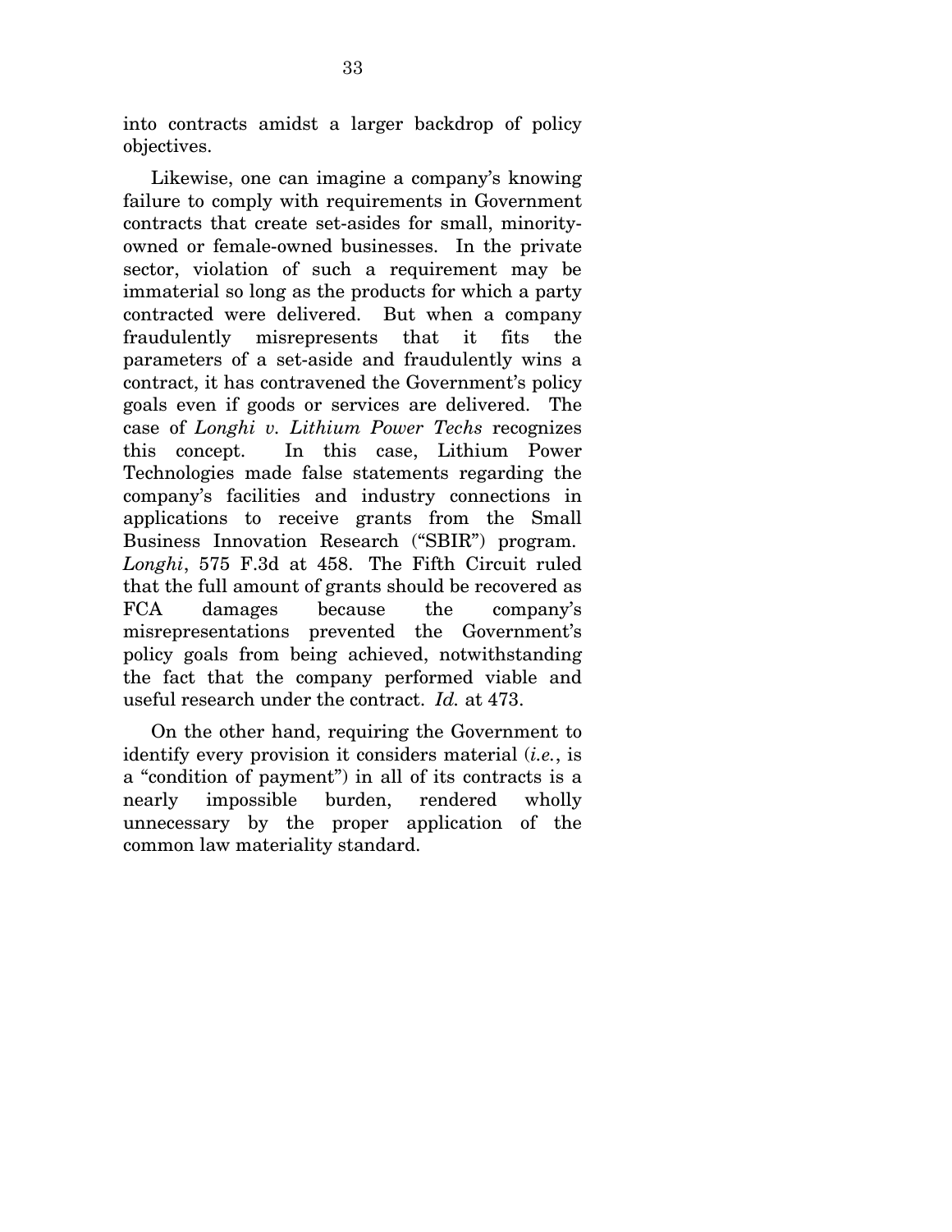into contracts amidst a larger backdrop of policy objectives.

Likewise, one can imagine a company's knowing failure to comply with requirements in Government contracts that create set-asides for small, minority-owned or female-owned businesses. In the private sector, violation of such a requirement may be immaterial so long as the products for which a party contracted were delivered. But when a company fraudulently misrepresents that it fits the parameters of a set-aside and fraudulently wins a contract, it has contravened the Government's policy goals even if goods or services are delivered. The case of *Longhi v. Lithium Power Techs* recognizes this concept. In this case, Lithium Power Technologies made false statements regarding the company's facilities and industry connections in applications to receive grants from the Small Business Innovation Research ("SBIR") program. *Longhi*, 575 F.3d at 458. The Fifth Circuit ruled that the full amount of grants should be recovered as FCA damages because the company's misrepresentations prevented the Government's policy goals from being achieved, notwithstanding the fact that the company performed viable and useful research under the contract. *Id.* at 473.

On the other hand, requiring the Government to identify every provision it considers material (*i.e.*, is a "condition of payment") in all of its contracts is a nearly impossible burden, rendered wholly unnecessary by the proper application of the common law materiality standard.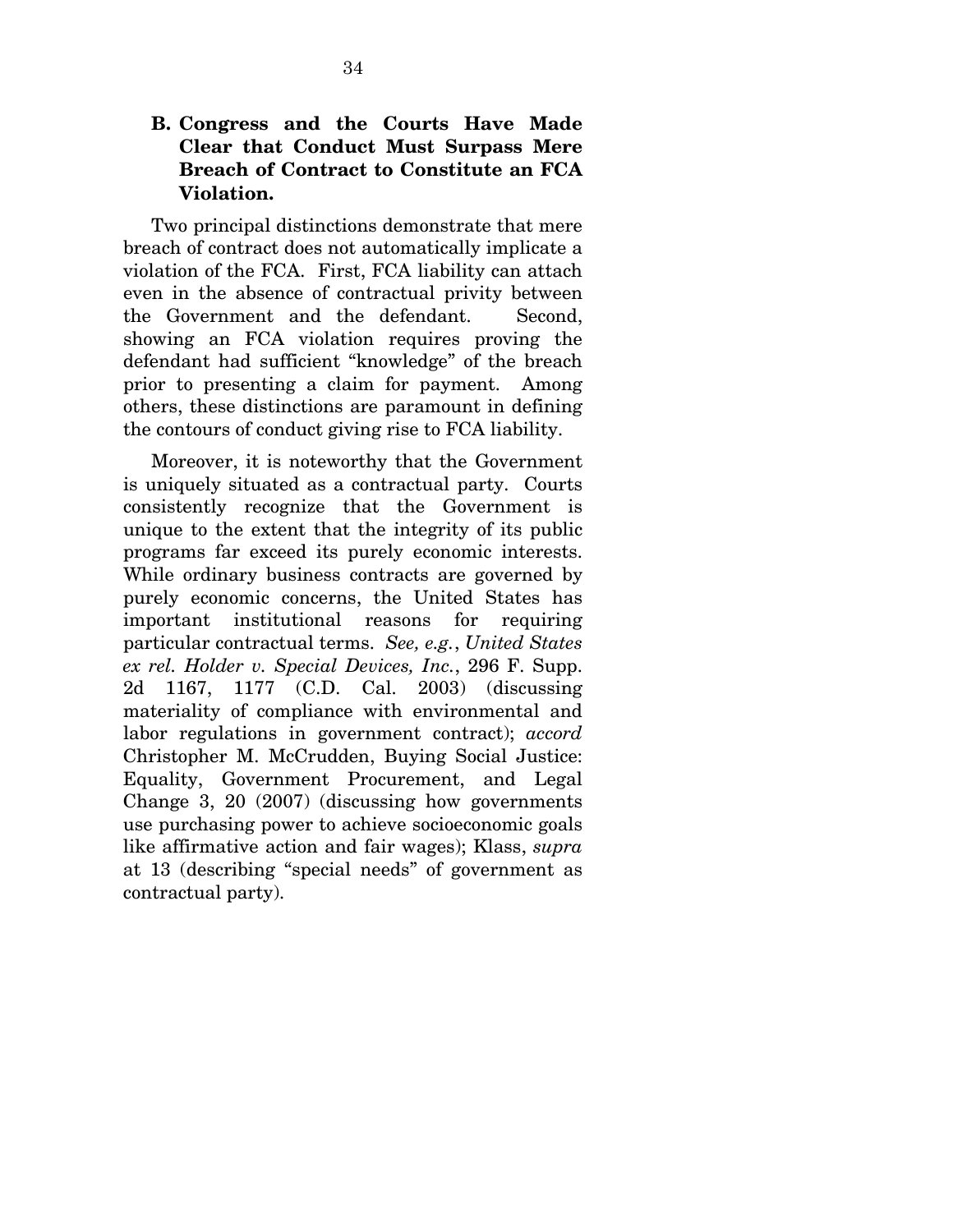### B. Congress and the Courts Have Made Clear that Conduct Must Surpass Mere Breach of Contract to Constitute an FCA Violation.

Two principal distinctions demonstrate that mere breach of contract does not automatically implicate a violation of the FCA. First, FCA liability can attach even in the absence of contractual privity between the Government and the defendant. Second, showing an FCA violation requires proving the defendant had sufficient "knowledge" of the breach prior to presenting a claim for payment. Among others, these distinctions are paramount in defining the contours of conduct giving rise to FCA liability.

Moreover, it is noteworthy that the Government is uniquely situated as a contractual party. Courts consistently recognize that the Government is unique to the extent that the integrity of its public programs far exceed its purely economic interests. While ordinary business contracts are governed by purely economic concerns, the United States has important institutional reasons for requiring particular contractual terms. *See, e.g.*, *United States ex rel. Holder v. Special Devices, Inc.*, 296 F. Supp. 2d 1167, 1177 (C.D. Cal. 2003) (discussing materiality of compliance with environmental and labor regulations in government contract); *accord* Christopher M. McCrudden, Buying Social Justice: Equality, Government Procurement, and Legal Change 3, 20 (2007) (discussing how governments use purchasing power to achieve socioeconomic goals like affirmative action and fair wages); Klass, *supra* at 13 (describing "special needs" of government as contractual party).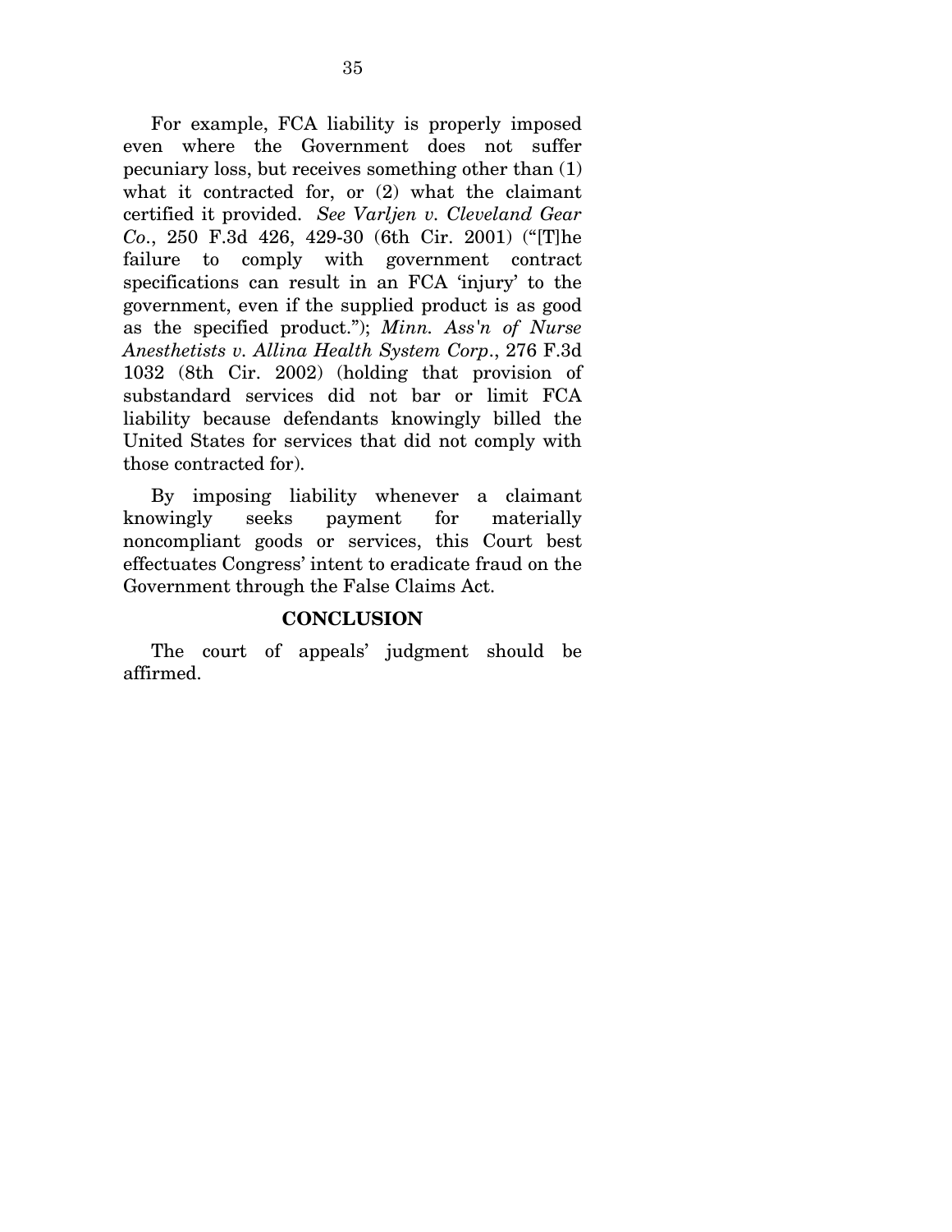For example, FCA liability is properly imposed even where the Government does not suffer pecuniary loss, but receives something other than (1) what it contracted for, or (2) what the claimant certified it provided. *See Varljen v. Cleveland Gear Co.*, 250 F.3d 426, 429-30 (6th Cir. 2001) ("[T]he failure to comply with government contract specifications can result in an FCA 'injury' to the government, even if the supplied product is as good as the specified product."); *Minn. Ass'n of Nurse Anesthetists v. Allina Health System Corp.*, 276 F.3d 1032 (8th Cir. 2002) (holding that provision of substandard services did not bar or limit FCA liability because defendants knowingly billed the United States for services that did not comply with those contracted for).

By imposing liability whenever a claimant knowingly seeks payment for materially noncompliant goods or services, this Court best effectuates Congress' intent to eradicate fraud on the Government through the False Claims Act.

## CONCLUSION

The court of appeals' judgment should be affirmed.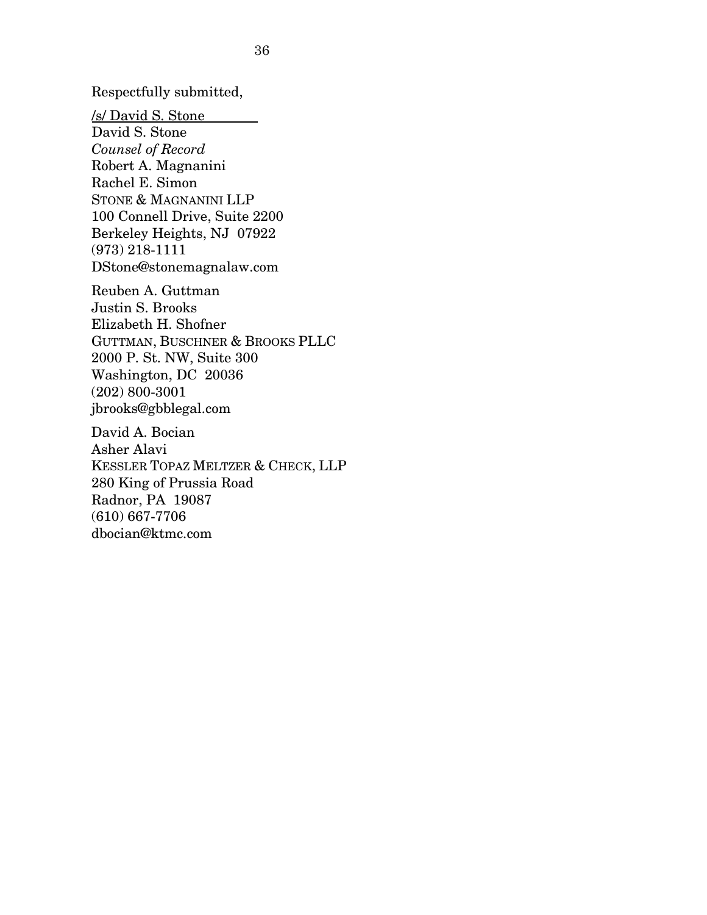Respectfully submitted,

/s/ David S. Stone
David S. Stone
*Counsel of Record*
Robert A. Magnanini
Rachel E. Simon
STONE & MAGNANINI LLP
100 Connell Drive, Suite 2200
Berkeley Heights, NJ 07922
(973) 218-1111
DStone@stonemagnalaw.com

Reuben A. Guttman
Justin S. Brooks
Elizabeth H. Shofner
GUTTMAN, BUSCHNER & BROOKS PLLC
2000 P. St. NW, Suite 300
Washington, DC 20036
(202) 800-3001
jbrooks@gbblegal.com

David A. Bocian
Asher Alavi
KESSLER TOPAZ MELTZER & CHECK, LLP
280 King of Prussia Road
Radnor, PA 19087
(610) 667-7706
dbocian@ktmc.com